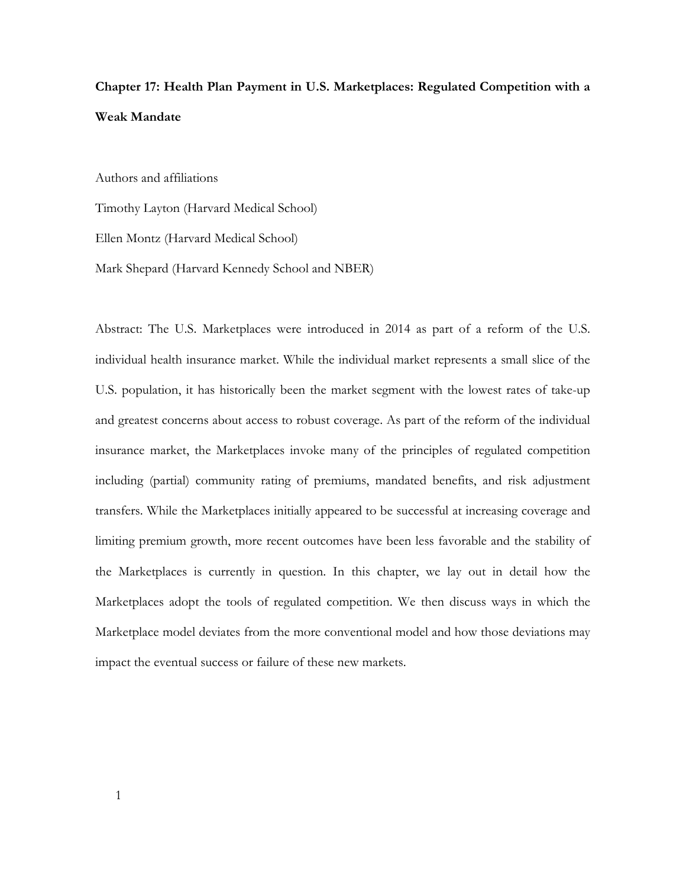# Chapter 17: Health Plan Payment in U.S. Marketplaces: Regulated Competition with a Weak Mandate

Authors and affiliations

Timothy Layton (Harvard Medical School)

Ellen Montz (Harvard Medical School)

Mark Shepard (Harvard Kennedy School and NBER)

Abstract: The U.S. Marketplaces were introduced in 2014 as part of a reform of the U.S. individual health insurance market. While the individual market represents a small slice of the U.S. population, it has historically been the market segment with the lowest rates of take-up and greatest concerns about access to robust coverage. As part of the reform of the individual insurance market, the Marketplaces invoke many of the principles of regulated competition including (partial) community rating of premiums, mandated benefits, and risk adjustment transfers. While the Marketplaces initially appeared to be successful at increasing coverage and limiting premium growth, more recent outcomes have been less favorable and the stability of the Marketplaces is currently in question. In this chapter, we lay out in detail how the Marketplaces adopt the tools of regulated competition. We then discuss ways in which the Marketplace model deviates from the more conventional model and how those deviations may impact the eventual success or failure of these new markets.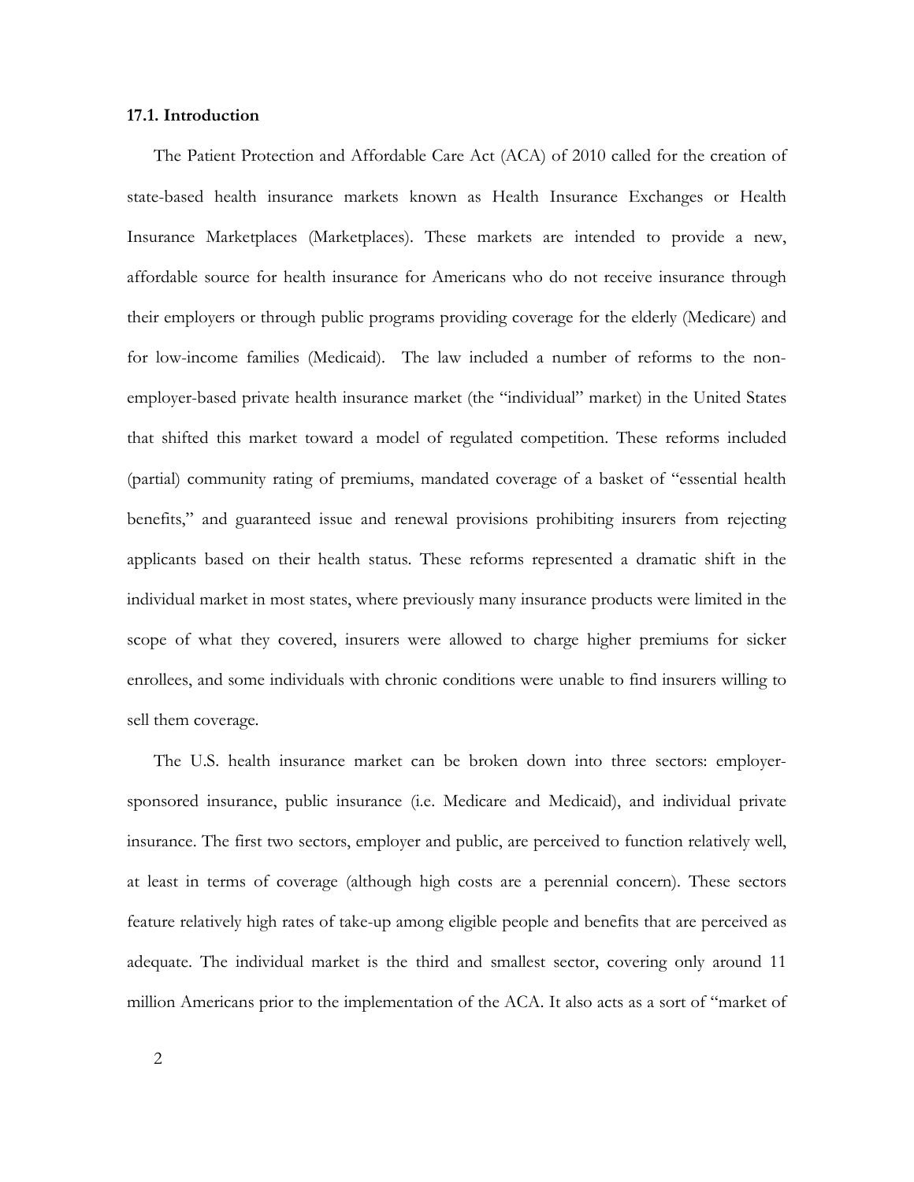### 17.1. Introduction

The Patient Protection and Affordable Care Act (ACA) of 2010 called for the creation of state-based health insurance markets known as Health Insurance Exchanges or Health Insurance Marketplaces (Marketplaces). These markets are intended to provide a new, affordable source for health insurance for Americans who do not receive insurance through their employers or through public programs providing coverage for the elderly (Medicare) and for low-income families (Medicaid). The law included a number of reforms to the non-employer-based private health insurance market (the "individual" market) in the United States that shifted this market toward a model of regulated competition. These reforms included (partial) community rating of premiums, mandated coverage of a basket of "essential health benefits," and guaranteed issue and renewal provisions prohibiting insurers from rejecting applicants based on their health status. These reforms represented a dramatic shift in the individual market in most states, where previously many insurance products were limited in the scope of what they covered, insurers were allowed to charge higher premiums for sicker enrollees, and some individuals with chronic conditions were unable to find insurers willing to sell them coverage.

The U.S. health insurance market can be broken down into three sectors: employer-sponsored insurance, public insurance (i.e. Medicare and Medicaid), and individual private insurance. The first two sectors, employer and public, are perceived to function relatively well, at least in terms of coverage (although high costs are a perennial concern). These sectors feature relatively high rates of take-up among eligible people and benefits that are perceived as adequate. The individual market is the third and smallest sector, covering only around 11 million Americans prior to the implementation of the ACA. It also acts as a sort of "market of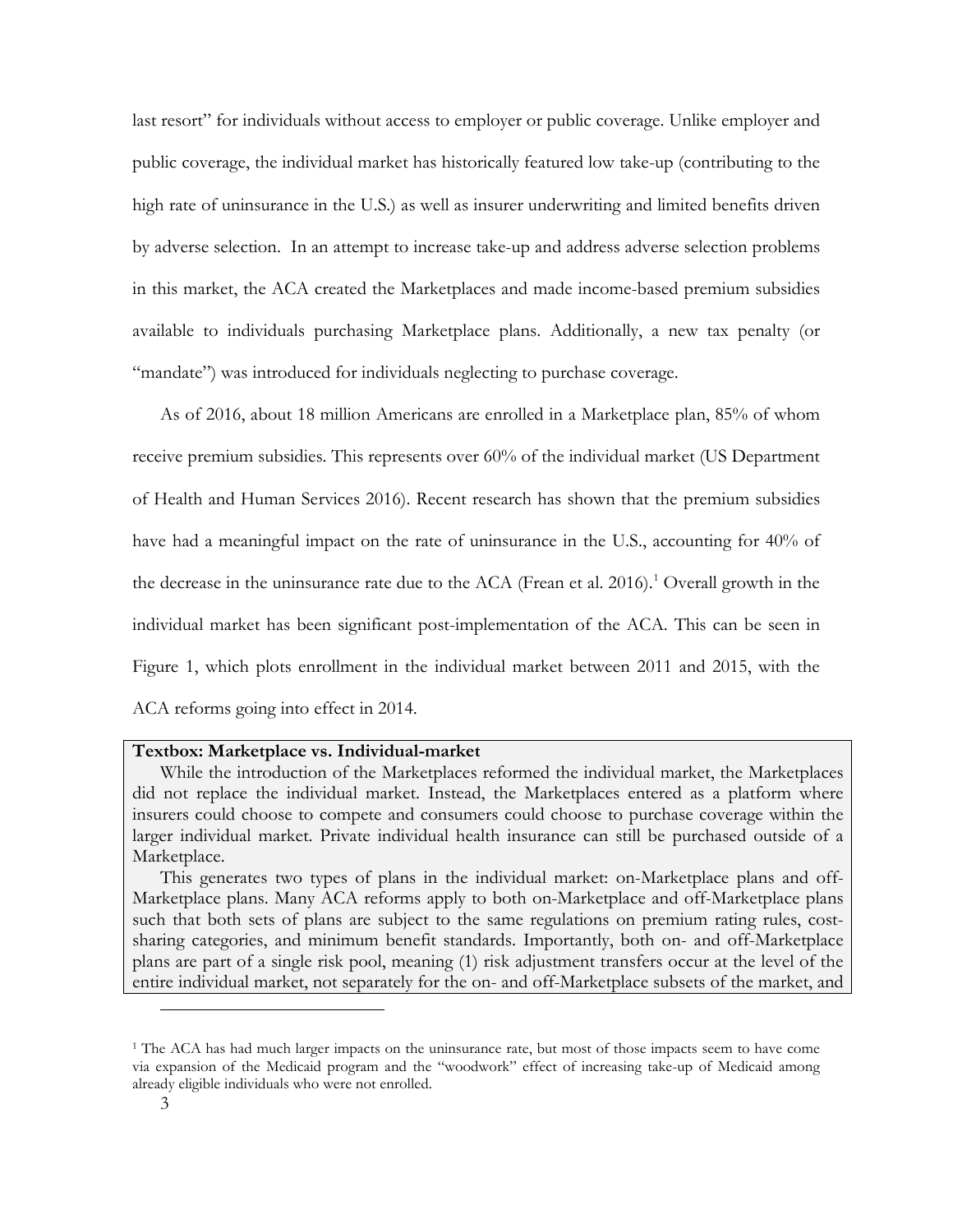last resort" for individuals without access to employer or public coverage. Unlike employer and public coverage, the individual market has historically featured low take-up (contributing to the high rate of uninsurance in the U.S.) as well as insurer underwriting and limited benefits driven by adverse selection. In an attempt to increase take-up and address adverse selection problems in this market, the ACA created the Marketplaces and made income-based premium subsidies available to individuals purchasing Marketplace plans. Additionally, a new tax penalty (or "mandate") was introduced for individuals neglecting to purchase coverage.

As of 2016, about 18 million Americans are enrolled in a Marketplace plan, 85% of whom receive premium subsidies. This represents over 60% of the individual market (US Department of Health and Human Services 2016). Recent research has shown that the premium subsidies have had a meaningful impact on the rate of uninsurance in the U.S., accounting for 40% of the decrease in the uninsurance rate due to the ACA (Frean et al. 2016).[1] Overall growth in the individual market has been significant post-implementation of the ACA. This can be seen in Figure 1, which plots enrollment in the individual market between 2011 and 2015, with the ACA reforms going into effect in 2014.

**Textbox: Marketplace vs. Individual-market**

While the introduction of the Marketplaces reformed the individual market, the Marketplaces did not replace the individual market. Instead, the Marketplaces entered as a platform where insurers could choose to compete and consumers could choose to purchase coverage within the larger individual market. Private individual health insurance can still be purchased outside of a Marketplace.

This generates two types of plans in the individual market: on-Marketplace plans and off-Marketplace plans. Many ACA reforms apply to both on-Marketplace and off-Marketplace plans such that both sets of plans are subject to the same regulations on premium rating rules, cost-sharing categories, and minimum benefit standards. Importantly, both on- and off-Marketplace plans are part of a single risk pool, meaning (1) risk adjustment transfers occur at the level of the entire individual market, not separately for the on- and off-Marketplace subsets of the market, and

[1] The ACA has had much larger impacts on the uninsurance rate, but most of those impacts seem to have come via expansion of the Medicaid program and the "woodwork" effect of increasing take-up of Medicaid among already eligible individuals who were not enrolled.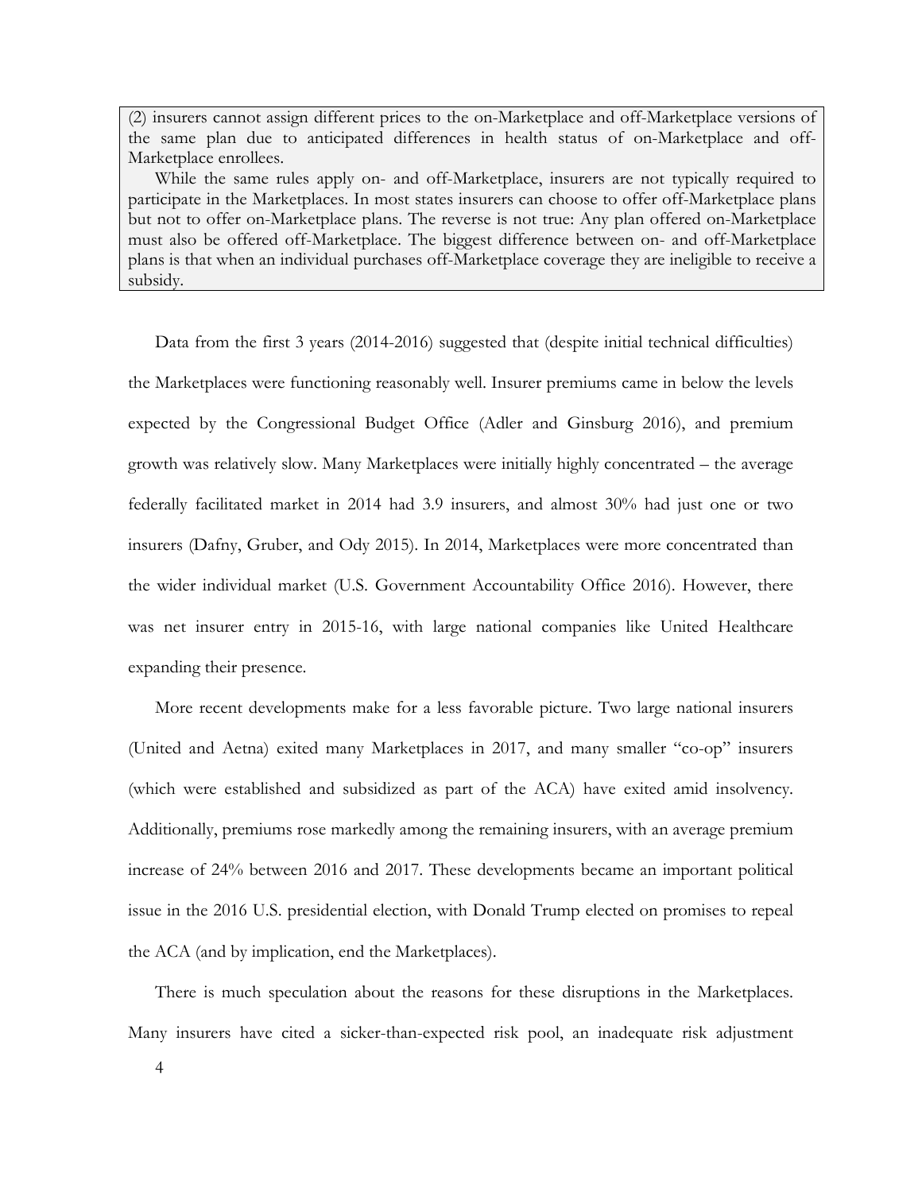(2) insurers cannot assign different prices to the on-Marketplace and off-Marketplace versions of the same plan due to anticipated differences in health status of on-Marketplace and off-Marketplace enrollees.

While the same rules apply on- and off-Marketplace, insurers are not typically required to participate in the Marketplaces. In most states insurers can choose to offer off-Marketplace plans but not to offer on-Marketplace plans. The reverse is not true: Any plan offered on-Marketplace must also be offered off-Marketplace. The biggest difference between on- and off-Marketplace plans is that when an individual purchases off-Marketplace coverage they are ineligible to receive a subsidy.

Data from the first 3 years (2014-2016) suggested that (despite initial technical difficulties) the Marketplaces were functioning reasonably well. Insurer premiums came in below the levels expected by the Congressional Budget Office (Adler and Ginsburg 2016), and premium growth was relatively slow. Many Marketplaces were initially highly concentrated – the average federally facilitated market in 2014 had 3.9 insurers, and almost 30% had just one or two insurers (Dafny, Gruber, and Ody 2015). In 2014, Marketplaces were more concentrated than the wider individual market (U.S. Government Accountability Office 2016). However, there was net insurer entry in 2015-16, with large national companies like United Healthcare expanding their presence.

More recent developments make for a less favorable picture. Two large national insurers (United and Aetna) exited many Marketplaces in 2017, and many smaller "co-op" insurers (which were established and subsidized as part of the ACA) have exited amid insolvency. Additionally, premiums rose markedly among the remaining insurers, with an average premium increase of 24% between 2016 and 2017. These developments became an important political issue in the 2016 U.S. presidential election, with Donald Trump elected on promises to repeal the ACA (and by implication, end the Marketplaces).

There is much speculation about the reasons for these disruptions in the Marketplaces. Many insurers have cited a sicker-than-expected risk pool, an inadequate risk adjustment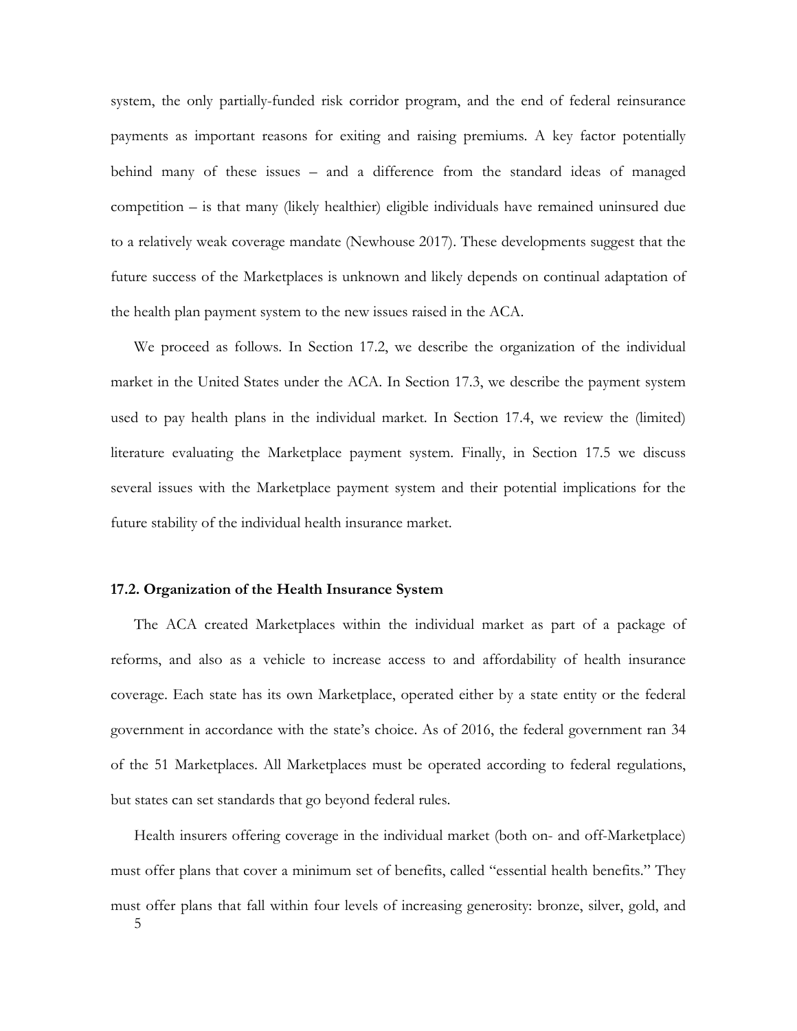system, the only partially-funded risk corridor program, and the end of federal reinsurance payments as important reasons for exiting and raising premiums. A key factor potentially behind many of these issues – and a difference from the standard ideas of managed competition – is that many (likely healthier) eligible individuals have remained uninsured due to a relatively weak coverage mandate (Newhouse 2017). These developments suggest that the future success of the Marketplaces is unknown and likely depends on continual adaptation of the health plan payment system to the new issues raised in the ACA.

We proceed as follows. In Section 17.2, we describe the organization of the individual market in the United States under the ACA. In Section 17.3, we describe the payment system used to pay health plans in the individual market. In Section 17.4, we review the (limited) literature evaluating the Marketplace payment system. Finally, in Section 17.5 we discuss several issues with the Marketplace payment system and their potential implications for the future stability of the individual health insurance market.

## 17.2. Organization of the Health Insurance System

The ACA created Marketplaces within the individual market as part of a package of reforms, and also as a vehicle to increase access to and affordability of health insurance coverage. Each state has its own Marketplace, operated either by a state entity or the federal government in accordance with the state's choice. As of 2016, the federal government ran 34 of the 51 Marketplaces. All Marketplaces must be operated according to federal regulations, but states can set standards that go beyond federal rules.

Health insurers offering coverage in the individual market (both on- and off-Marketplace) must offer plans that cover a minimum set of benefits, called "essential health benefits." They must offer plans that fall within four levels of increasing generosity: bronze, silver, gold, and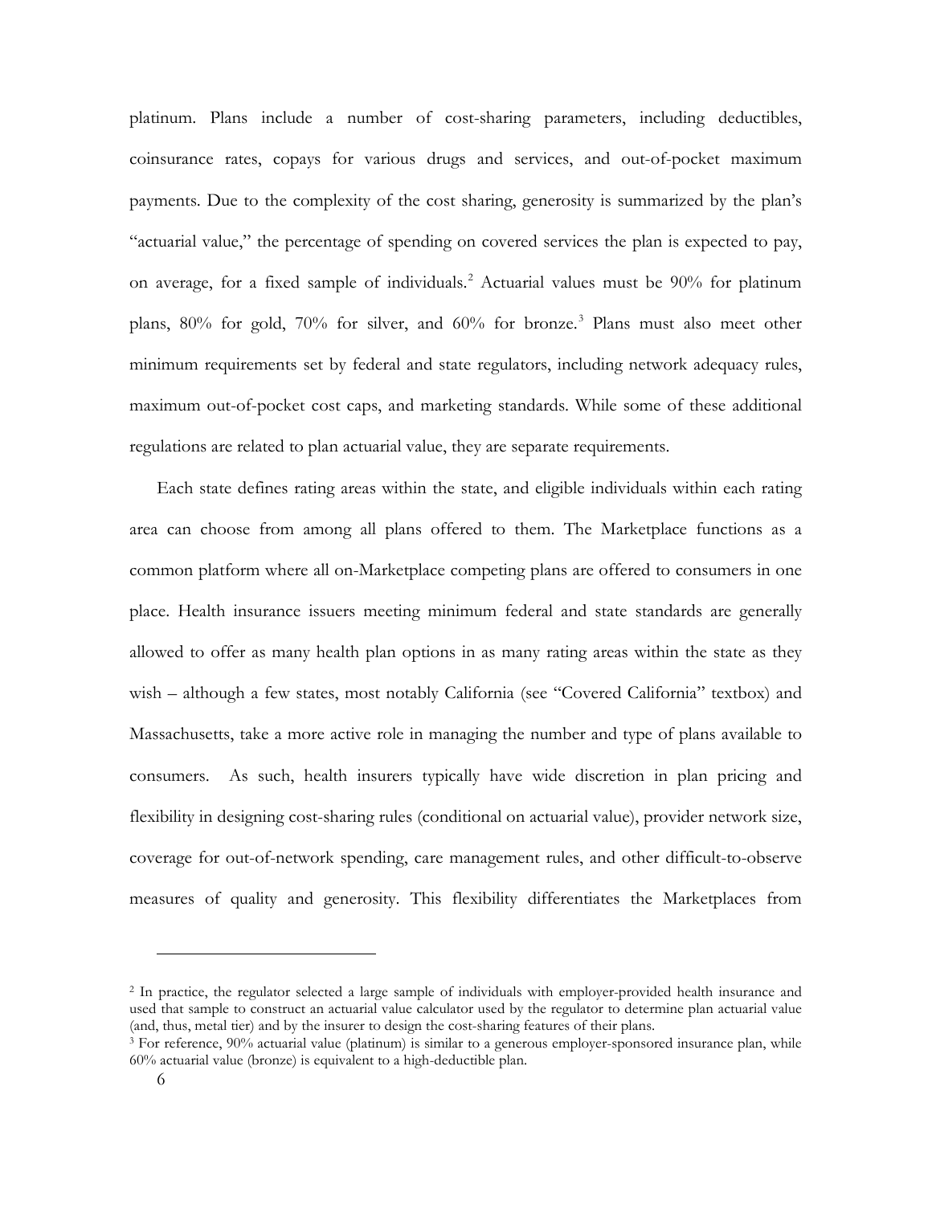platinum. Plans include a number of cost-sharing parameters, including deductibles, coinsurance rates, copays for various drugs and services, and out-of-pocket maximum payments. Due to the complexity of the cost sharing, generosity is summarized by the plan's "actuarial value," the percentage of spending on covered services the plan is expected to pay, on average, for a fixed sample of individuals.[2] Actuarial values must be 90% for platinum plans, 80% for gold, 70% for silver, and 60% for bronze.[3] Plans must also meet other minimum requirements set by federal and state regulators, including network adequacy rules, maximum out-of-pocket cost caps, and marketing standards. While some of these additional regulations are related to plan actuarial value, they are separate requirements.

Each state defines rating areas within the state, and eligible individuals within each rating area can choose from among all plans offered to them. The Marketplace functions as a common platform where all on-Marketplace competing plans are offered to consumers in one place. Health insurance issuers meeting minimum federal and state standards are generally allowed to offer as many health plan options in as many rating areas within the state as they wish – although a few states, most notably California (see "Covered California" textbox) and Massachusetts, take a more active role in managing the number and type of plans available to consumers. As such, health insurers typically have wide discretion in plan pricing and flexibility in designing cost-sharing rules (conditional on actuarial value), provider network size, coverage for out-of-network spending, care management rules, and other difficult-to-observe measures of quality and generosity. This flexibility differentiates the Marketplaces from

---

[2] In practice, the regulator selected a large sample of individuals with employer-provided health insurance and used that sample to construct an actuarial value calculator used by the regulator to determine plan actuarial value (and, thus, metal tier) and by the insurer to design the cost-sharing features of their plans.

[3] For reference, 90% actuarial value (platinum) is similar to a generous employer-sponsored insurance plan, while 60% actuarial value (bronze) is equivalent to a high-deductible plan.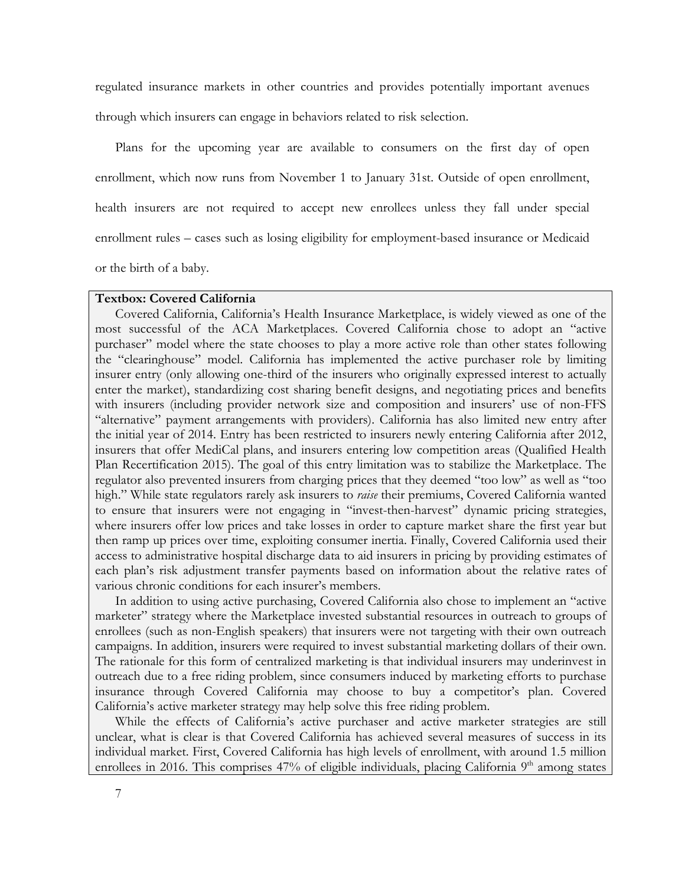regulated insurance markets in other countries and provides potentially important avenues through which insurers can engage in behaviors related to risk selection.

Plans for the upcoming year are available to consumers on the first day of open enrollment, which now runs from November 1 to January 31st. Outside of open enrollment, health insurers are not required to accept new enrollees unless they fall under special enrollment rules – cases such as losing eligibility for employment-based insurance or Medicaid or the birth of a baby.

**Textbox: Covered California**

Covered California, California's Health Insurance Marketplace, is widely viewed as one of the most successful of the ACA Marketplaces. Covered California chose to adopt an "active purchaser" model where the state chooses to play a more active role than other states following the "clearinghouse" model. California has implemented the active purchaser role by limiting insurer entry (only allowing one-third of the insurers who originally expressed interest to actually enter the market), standardizing cost sharing benefit designs, and negotiating prices and benefits with insurers (including provider network size and composition and insurers' use of non-FFS "alternative" payment arrangements with providers). California has also limited new entry after the initial year of 2014. Entry has been restricted to insurers newly entering California after 2012, insurers that offer MediCal plans, and insurers entering low competition areas (Qualified Health Plan Recertification 2015). The goal of this entry limitation was to stabilize the Marketplace. The regulator also prevented insurers from charging prices that they deemed "too low" as well as "too high." While state regulators rarely ask insurers to *raise* their premiums, Covered California wanted to ensure that insurers were not engaging in "invest-then-harvest" dynamic pricing strategies, where insurers offer low prices and take losses in order to capture market share the first year but then ramp up prices over time, exploiting consumer inertia. Finally, Covered California used their access to administrative hospital discharge data to aid insurers in pricing by providing estimates of each plan's risk adjustment transfer payments based on information about the relative rates of various chronic conditions for each insurer's members.

In addition to using active purchasing, Covered California also chose to implement an "active marketer" strategy where the Marketplace invested substantial resources in outreach to groups of enrollees (such as non-English speakers) that insurers were not targeting with their own outreach campaigns. In addition, insurers were required to invest substantial marketing dollars of their own. The rationale for this form of centralized marketing is that individual insurers may underinvest in outreach due to a free riding problem, since consumers induced by marketing efforts to purchase insurance through Covered California may choose to buy a competitor's plan. Covered California's active marketer strategy may help solve this free riding problem.

While the effects of California's active purchaser and active marketer strategies are still unclear, what is clear is that Covered California has achieved several measures of success in its individual market. First, Covered California has high levels of enrollment, with around 1.5 million enrollees in 2016. This comprises 47% of eligible individuals, placing California 9th among states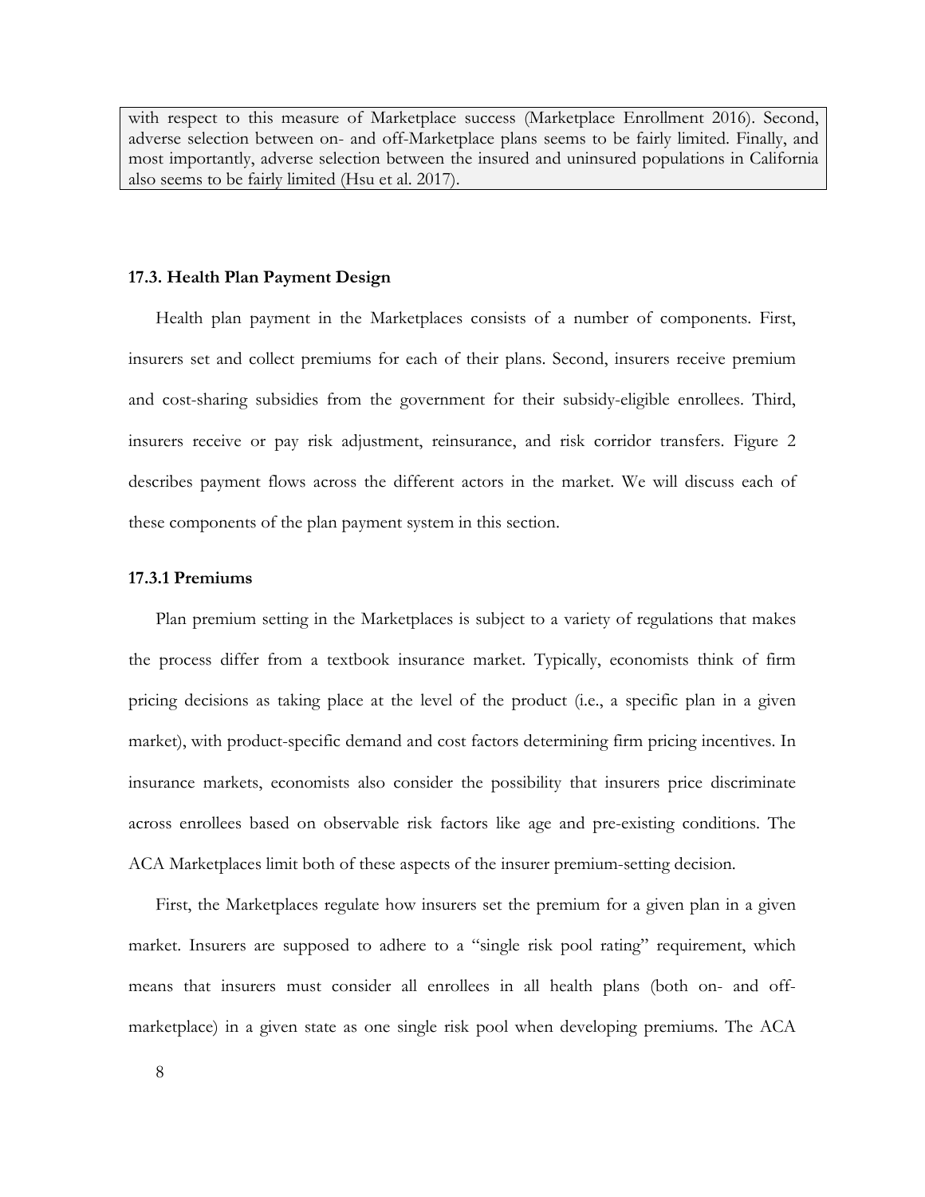with respect to this measure of Marketplace success (Marketplace Enrollment 2016). Second, adverse selection between on- and off-Marketplace plans seems to be fairly limited. Finally, and most importantly, adverse selection between the insured and uninsured populations in California also seems to be fairly limited (Hsu et al. 2017).

### 17.3. Health Plan Payment Design

Health plan payment in the Marketplaces consists of a number of components. First, insurers set and collect premiums for each of their plans. Second, insurers receive premium and cost-sharing subsidies from the government for their subsidy-eligible enrollees. Third, insurers receive or pay risk adjustment, reinsurance, and risk corridor transfers. Figure 2 describes payment flows across the different actors in the market. We will discuss each of these components of the plan payment system in this section.

#### 17.3.1 Premiums

Plan premium setting in the Marketplaces is subject to a variety of regulations that makes the process differ from a textbook insurance market. Typically, economists think of firm pricing decisions as taking place at the level of the product (i.e., a specific plan in a given market), with product-specific demand and cost factors determining firm pricing incentives. In insurance markets, economists also consider the possibility that insurers price discriminate across enrollees based on observable risk factors like age and pre-existing conditions. The ACA Marketplaces limit both of these aspects of the insurer premium-setting decision.

First, the Marketplaces regulate how insurers set the premium for a given plan in a given market. Insurers are supposed to adhere to a "single risk pool rating" requirement, which means that insurers must consider all enrollees in all health plans (both on- and off-marketplace) in a given state as one single risk pool when developing premiums. The ACA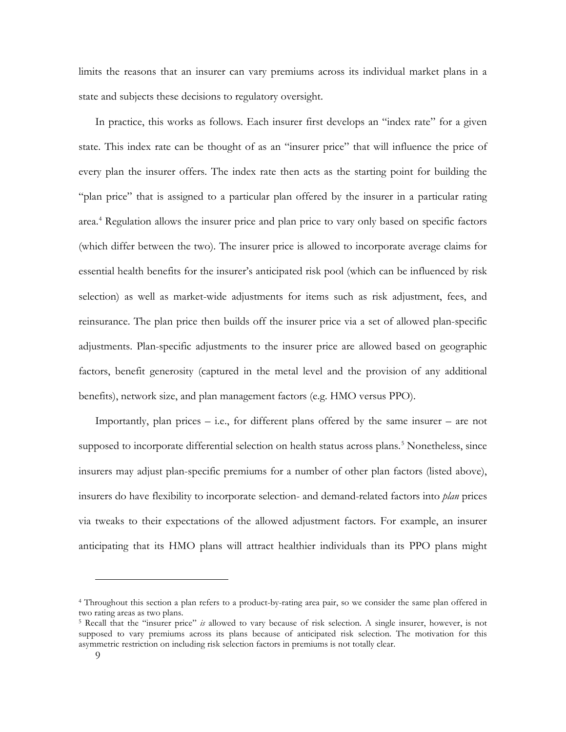limits the reasons that an insurer can vary premiums across its individual market plans in a state and subjects these decisions to regulatory oversight.

In practice, this works as follows. Each insurer first develops an "index rate" for a given state. This index rate can be thought of as an "insurer price" that will influence the price of every plan the insurer offers. The index rate then acts as the starting point for building the "plan price" that is assigned to a particular plan offered by the insurer in a particular rating area.[4] Regulation allows the insurer price and plan price to vary only based on specific factors (which differ between the two). The insurer price is allowed to incorporate average claims for essential health benefits for the insurer's anticipated risk pool (which can be influenced by risk selection) as well as market-wide adjustments for items such as risk adjustment, fees, and reinsurance. The plan price then builds off the insurer price via a set of allowed plan-specific adjustments. Plan-specific adjustments to the insurer price are allowed based on geographic factors, benefit generosity (captured in the metal level and the provision of any additional benefits), network size, and plan management factors (e.g. HMO versus PPO).

Importantly, plan prices – i.e., for different plans offered by the same insurer – are not supposed to incorporate differential selection on health status across plans.[5] Nonetheless, since insurers may adjust plan-specific premiums for a number of other plan factors (listed above), insurers do have flexibility to incorporate selection- and demand-related factors into *plan* prices via tweaks to their expectations of the allowed adjustment factors. For example, an insurer anticipating that its HMO plans will attract healthier individuals than its PPO plans might

---

[4] Throughout this section a plan refers to a product-by-rating area pair, so we consider the same plan offered in two rating areas as two plans.

[5] Recall that the "insurer price" *is* allowed to vary because of risk selection. A single insurer, however, is not supposed to vary premiums across its plans because of anticipated risk selection. The motivation for this asymmetric restriction on including risk selection factors in premiums is not totally clear.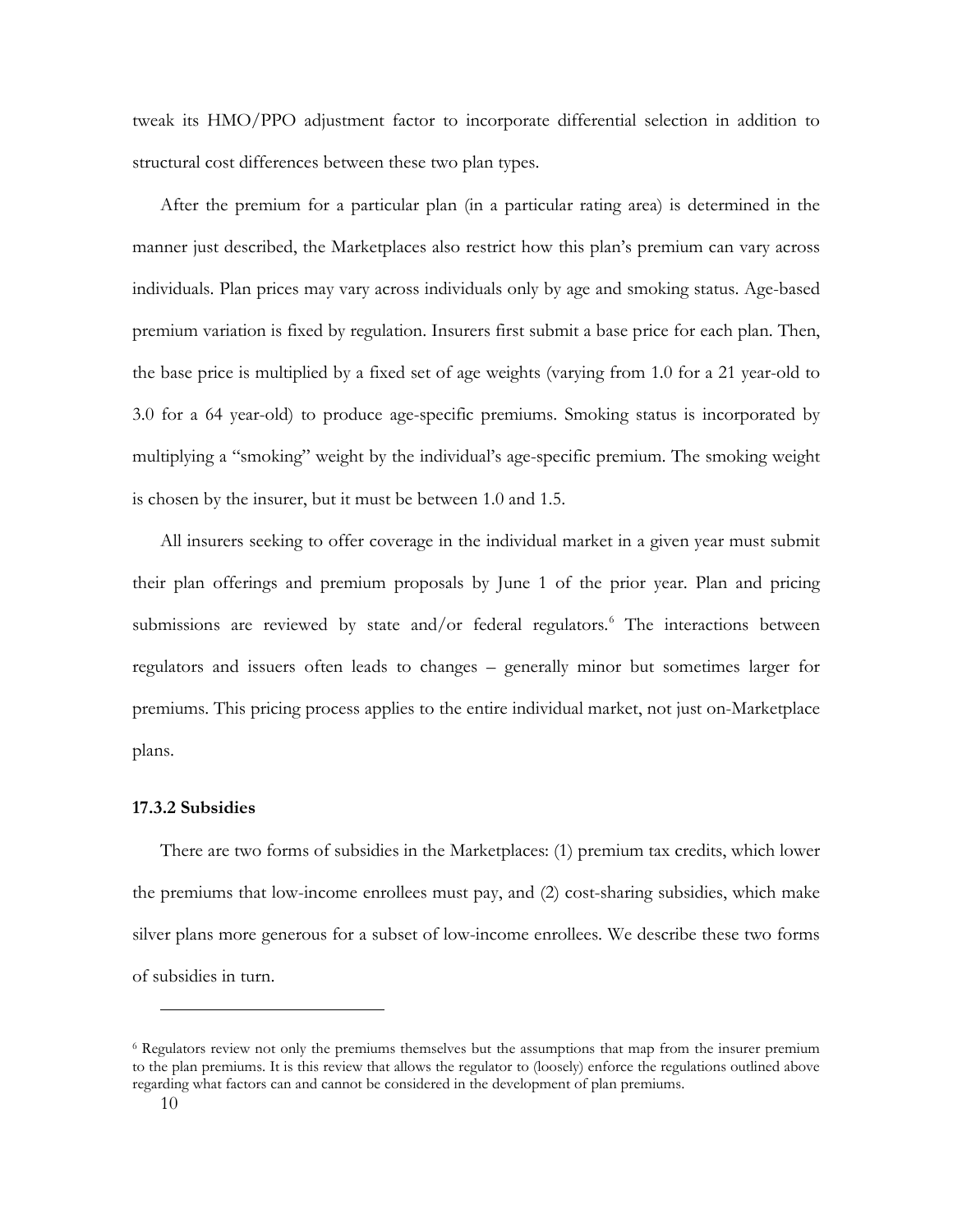tweak its HMO/PPO adjustment factor to incorporate differential selection in addition to structural cost differences between these two plan types.

After the premium for a particular plan (in a particular rating area) is determined in the manner just described, the Marketplaces also restrict how this plan's premium can vary across individuals. Plan prices may vary across individuals only by age and smoking status. Age-based premium variation is fixed by regulation. Insurers first submit a base price for each plan. Then, the base price is multiplied by a fixed set of age weights (varying from 1.0 for a 21 year-old to 3.0 for a 64 year-old) to produce age-specific premiums. Smoking status is incorporated by multiplying a "smoking" weight by the individual's age-specific premium. The smoking weight is chosen by the insurer, but it must be between 1.0 and 1.5.

All insurers seeking to offer coverage in the individual market in a given year must submit their plan offerings and premium proposals by June 1 of the prior year. Plan and pricing submissions are reviewed by state and/or federal regulators.[6] The interactions between regulators and issuers often leads to changes – generally minor but sometimes larger for premiums. This pricing process applies to the entire individual market, not just on-Marketplace plans.

### 17.3.2 Subsidies

There are two forms of subsidies in the Marketplaces: (1) premium tax credits, which lower the premiums that low-income enrollees must pay, and (2) cost-sharing subsidies, which make silver plans more generous for a subset of low-income enrollees. We describe these two forms of subsidies in turn.

---

[6] Regulators review not only the premiums themselves but the assumptions that map from the insurer premium to the plan premiums. It is this review that allows the regulator to (loosely) enforce the regulations outlined above regarding what factors can and cannot be considered in the development of plan premiums.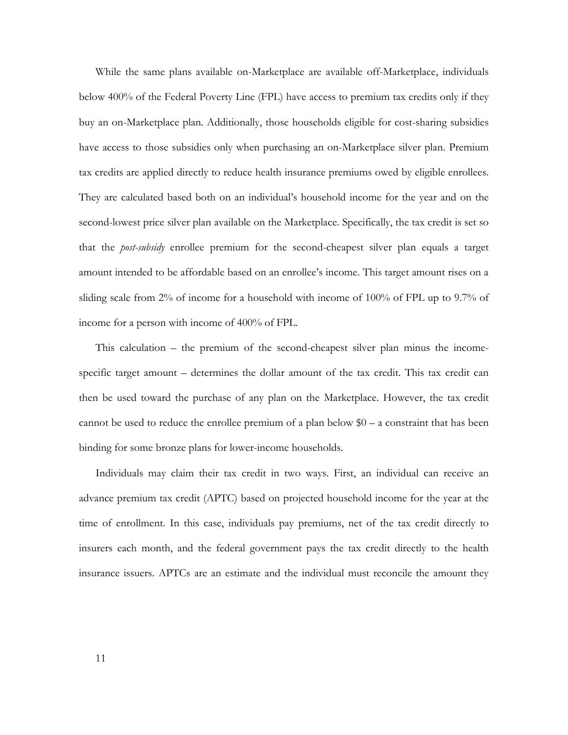While the same plans available on-Marketplace are available off-Marketplace, individuals below 400% of the Federal Poverty Line (FPL) have access to premium tax credits only if they buy an on-Marketplace plan. Additionally, those households eligible for cost-sharing subsidies have access to those subsidies only when purchasing an on-Marketplace silver plan. Premium tax credits are applied directly to reduce health insurance premiums owed by eligible enrollees. They are calculated based both on an individual's household income for the year and on the second-lowest price silver plan available on the Marketplace. Specifically, the tax credit is set so that the *post-subsidy* enrollee premium for the second-cheapest silver plan equals a target amount intended to be affordable based on an enrollee's income. This target amount rises on a sliding scale from 2% of income for a household with income of 100% of FPL up to 9.7% of income for a person with income of 400% of FPL.

This calculation – the premium of the second-cheapest silver plan minus the income-specific target amount – determines the dollar amount of the tax credit. This tax credit can then be used toward the purchase of any plan on the Marketplace. However, the tax credit cannot be used to reduce the enrollee premium of a plan below $0 – a constraint that has been binding for some bronze plans for lower-income households.

Individuals may claim their tax credit in two ways. First, an individual can receive an advance premium tax credit (APTC) based on projected household income for the year at the time of enrollment. In this case, individuals pay premiums, net of the tax credit directly to insurers each month, and the federal government pays the tax credit directly to the health insurance issuers. APTCs are an estimate and the individual must reconcile the amount they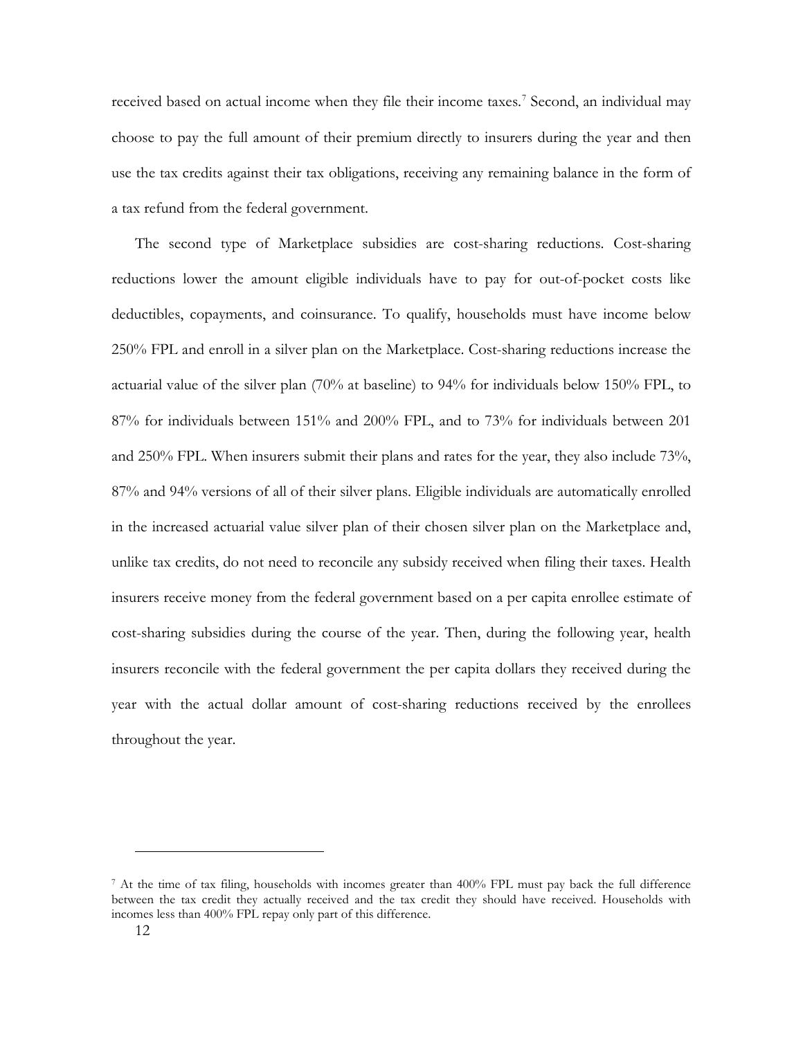received based on actual income when they file their income taxes.[7] Second, an individual may choose to pay the full amount of their premium directly to insurers during the year and then use the tax credits against their tax obligations, receiving any remaining balance in the form of a tax refund from the federal government.

The second type of Marketplace subsidies are cost-sharing reductions. Cost-sharing reductions lower the amount eligible individuals have to pay for out-of-pocket costs like deductibles, copayments, and coinsurance. To qualify, households must have income below 250% FPL and enroll in a silver plan on the Marketplace. Cost-sharing reductions increase the actuarial value of the silver plan (70% at baseline) to 94% for individuals below 150% FPL, to 87% for individuals between 151% and 200% FPL, and to 73% for individuals between 201 and 250% FPL. When insurers submit their plans and rates for the year, they also include 73%, 87% and 94% versions of all of their silver plans. Eligible individuals are automatically enrolled in the increased actuarial value silver plan of their chosen silver plan on the Marketplace and, unlike tax credits, do not need to reconcile any subsidy received when filing their taxes. Health insurers receive money from the federal government based on a per capita enrollee estimate of cost-sharing subsidies during the course of the year. Then, during the following year, health insurers reconcile with the federal government the per capita dollars they received during the year with the actual dollar amount of cost-sharing reductions received by the enrollees throughout the year.

[7] At the time of tax filing, households with incomes greater than 400% FPL must pay back the full difference between the tax credit they actually received and the tax credit they should have received. Households with incomes less than 400% FPL repay only part of this difference.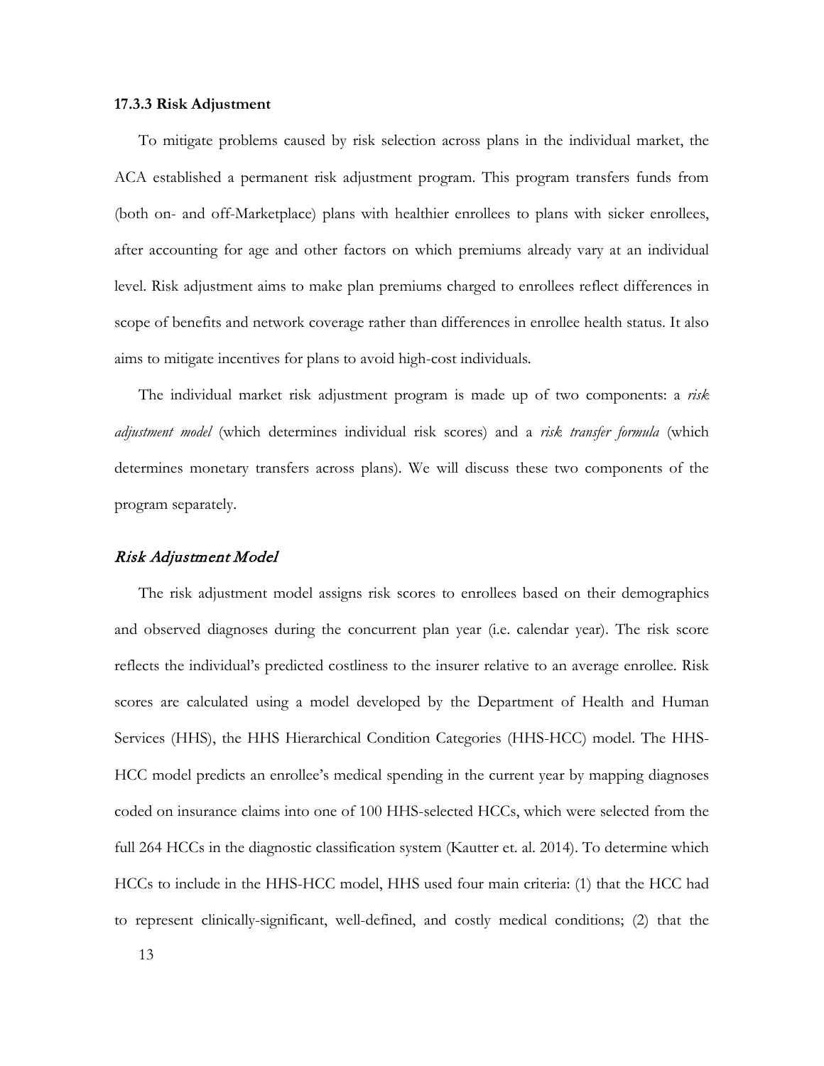### 17.3.3 Risk Adjustment

To mitigate problems caused by risk selection across plans in the individual market, the ACA established a permanent risk adjustment program. This program transfers funds from (both on- and off-Marketplace) plans with healthier enrollees to plans with sicker enrollees, after accounting for age and other factors on which premiums already vary at an individual level. Risk adjustment aims to make plan premiums charged to enrollees reflect differences in scope of benefits and network coverage rather than differences in enrollee health status. It also aims to mitigate incentives for plans to avoid high-cost individuals.

The individual market risk adjustment program is made up of two components: a *risk adjustment model* (which determines individual risk scores) and a *risk transfer formula* (which determines monetary transfers across plans). We will discuss these two components of the program separately.

#### *Risk Adjustment Model*

The risk adjustment model assigns risk scores to enrollees based on their demographics and observed diagnoses during the concurrent plan year (i.e. calendar year). The risk score reflects the individual's predicted costliness to the insurer relative to an average enrollee. Risk scores are calculated using a model developed by the Department of Health and Human Services (HHS), the HHS Hierarchical Condition Categories (HHS-HCC) model. The HHS-HCC model predicts an enrollee's medical spending in the current year by mapping diagnoses coded on insurance claims into one of 100 HHS-selected HCCs, which were selected from the full 264 HCCs in the diagnostic classification system (Kautter et. al. 2014). To determine which HCCs to include in the HHS-HCC model, HHS used four main criteria: (1) that the HCC had to represent clinically-significant, well-defined, and costly medical conditions; (2) that the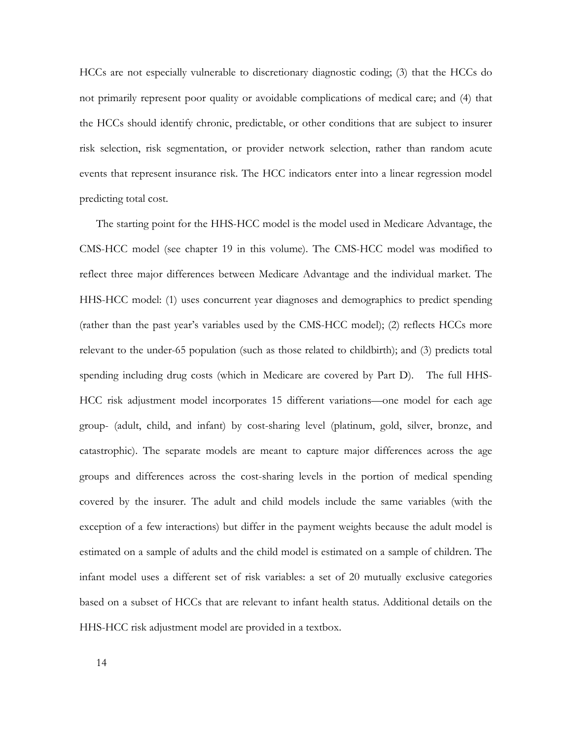HCCs are not especially vulnerable to discretionary diagnostic coding; (3) that the HCCs do not primarily represent poor quality or avoidable complications of medical care; and (4) that the HCCs should identify chronic, predictable, or other conditions that are subject to insurer risk selection, risk segmentation, or provider network selection, rather than random acute events that represent insurance risk. The HCC indicators enter into a linear regression model predicting total cost.

The starting point for the HHS-HCC model is the model used in Medicare Advantage, the CMS-HCC model (see chapter 19 in this volume). The CMS-HCC model was modified to reflect three major differences between Medicare Advantage and the individual market. The HHS-HCC model: (1) uses concurrent year diagnoses and demographics to predict spending (rather than the past year's variables used by the CMS-HCC model); (2) reflects HCCs more relevant to the under-65 population (such as those related to childbirth); and (3) predicts total spending including drug costs (which in Medicare are covered by Part D). The full HHS-HCC risk adjustment model incorporates 15 different variations—one model for each age group- (adult, child, and infant) by cost-sharing level (platinum, gold, silver, bronze, and catastrophic). The separate models are meant to capture major differences across the age groups and differences across the cost-sharing levels in the portion of medical spending covered by the insurer. The adult and child models include the same variables (with the exception of a few interactions) but differ in the payment weights because the adult model is estimated on a sample of adults and the child model is estimated on a sample of children. The infant model uses a different set of risk variables: a set of 20 mutually exclusive categories based on a subset of HCCs that are relevant to infant health status. Additional details on the HHS-HCC risk adjustment model are provided in a textbox.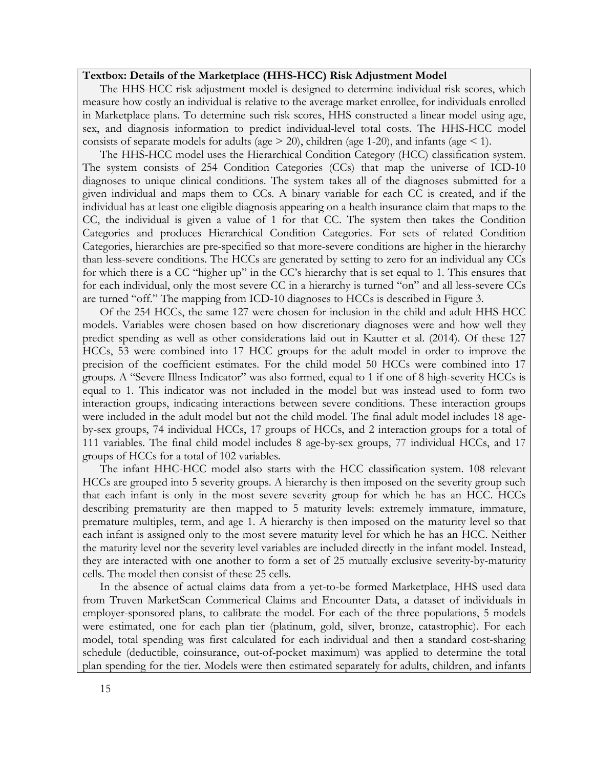**Textbox: Details of the Marketplace (HHS-HCC) Risk Adjustment Model**

The HHS-HCC risk adjustment model is designed to determine individual risk scores, which measure how costly an individual is relative to the average market enrollee, for individuals enrolled in Marketplace plans. To determine such risk scores, HHS constructed a linear model using age, sex, and diagnosis information to predict individual-level total costs. The HHS-HCC model consists of separate models for adults (age > 20), children (age 1-20), and infants (age < 1).

The HHS-HCC model uses the Hierarchical Condition Category (HCC) classification system. The system consists of 254 Condition Categories (CCs) that map the universe of ICD-10 diagnoses to unique clinical conditions. The system takes all of the diagnoses submitted for a given individual and maps them to CCs. A binary variable for each CC is created, and if the individual has at least one eligible diagnosis appearing on a health insurance claim that maps to the CC, the individual is given a value of 1 for that CC. The system then takes the Condition Categories and produces Hierarchical Condition Categories. For sets of related Condition Categories, hierarchies are pre-specified so that more-severe conditions are higher in the hierarchy than less-severe conditions. The HCCs are generated by setting to zero for an individual any CCs for which there is a CC "higher up" in the CC's hierarchy that is set equal to 1. This ensures that for each individual, only the most severe CC in a hierarchy is turned "on" and all less-severe CCs are turned "off." The mapping from ICD-10 diagnoses to HCCs is described in Figure 3.

Of the 254 HCCs, the same 127 were chosen for inclusion in the child and adult HHS-HCC models. Variables were chosen based on how discretionary diagnoses were and how well they predict spending as well as other considerations laid out in Kautter et al. (2014). Of these 127 HCCs, 53 were combined into 17 HCC groups for the adult model in order to improve the precision of the coefficient estimates. For the child model 50 HCCs were combined into 17 groups. A "Severe Illness Indicator" was also formed, equal to 1 if one of 8 high-severity HCCs is equal to 1. This indicator was not included in the model but was instead used to form two interaction groups, indicating interactions between severe conditions. These interaction groups were included in the adult model but not the child model. The final adult model includes 18 age-by-sex groups, 74 individual HCCs, 17 groups of HCCs, and 2 interaction groups for a total of 111 variables. The final child model includes 8 age-by-sex groups, 77 individual HCCs, and 17 groups of HCCs for a total of 102 variables.

The infant HHC-HCC model also starts with the HCC classification system. 108 relevant HCCs are grouped into 5 severity groups. A hierarchy is then imposed on the severity group such that each infant is only in the most severe severity group for which he has an HCC. HCCs describing prematurity are then mapped to 5 maturity levels: extremely immature, immature, premature multiples, term, and age 1. A hierarchy is then imposed on the maturity level so that each infant is assigned only to the most severe maturity level for which he has an HCC. Neither the maturity level nor the severity level variables are included directly in the infant model. Instead, they are interacted with one another to form a set of 25 mutually exclusive severity-by-maturity cells. The model then consist of these 25 cells.

In the absence of actual claims data from a yet-to-be formed Marketplace, HHS used data from Truven MarketScan Commerical Claims and Encounter Data, a dataset of individuals in employer-sponsored plans, to calibrate the model. For each of the three populations, 5 models were estimated, one for each plan tier (platinum, gold, silver, bronze, catastrophic). For each model, total spending was first calculated for each individual and then a standard cost-sharing schedule (deductible, coinsurance, out-of-pocket maximum) was applied to determine the total plan spending for the tier. Models were then estimated separately for adults, children, and infants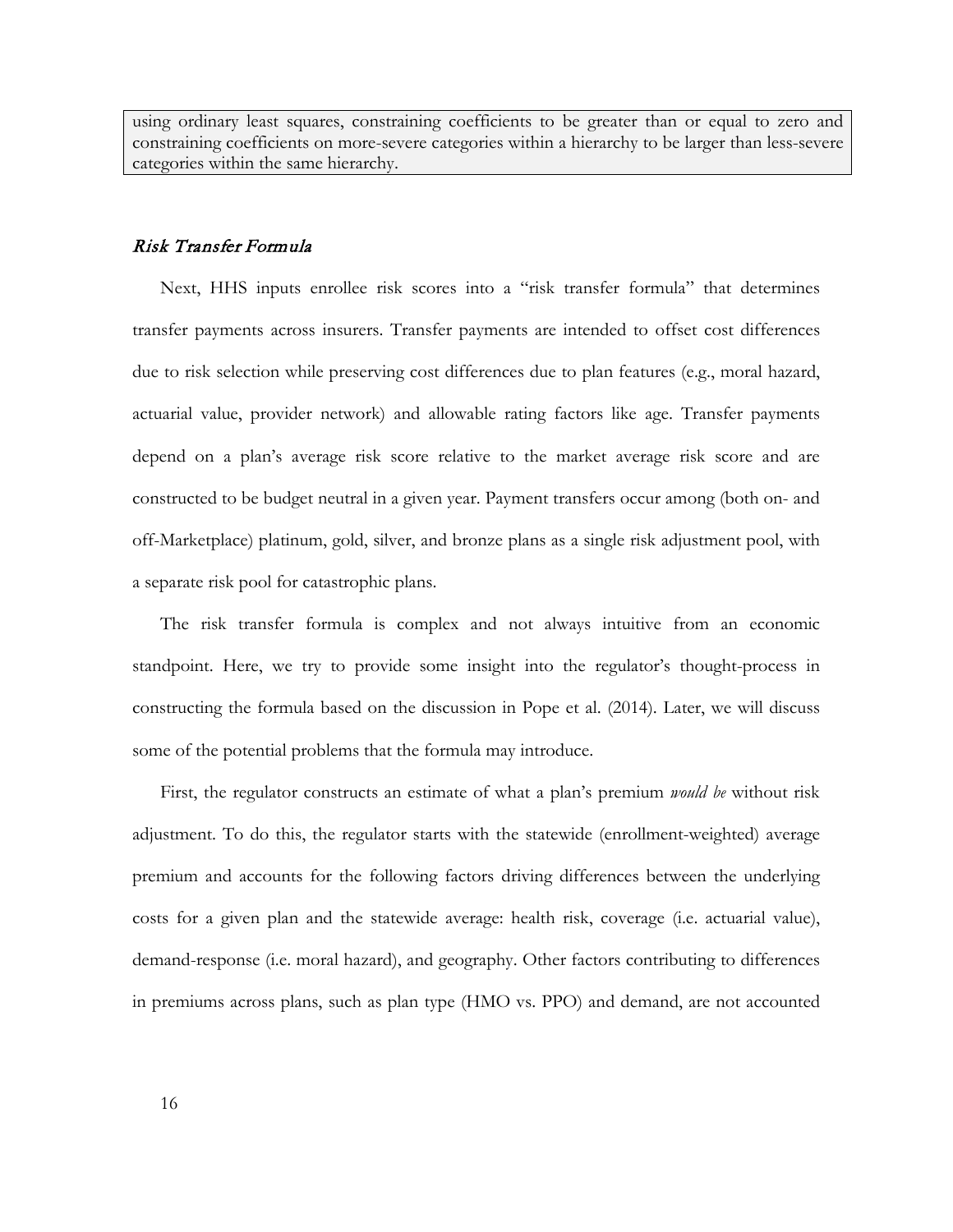using ordinary least squares, constraining coefficients to be greater than or equal to zero and constraining coefficients on more-severe categories within a hierarchy to be larger than less-severe categories within the same hierarchy.

### *Risk Transfer Formula*

Next, HHS inputs enrollee risk scores into a "risk transfer formula" that determines transfer payments across insurers. Transfer payments are intended to offset cost differences due to risk selection while preserving cost differences due to plan features (e.g., moral hazard, actuarial value, provider network) and allowable rating factors like age. Transfer payments depend on a plan's average risk score relative to the market average risk score and are constructed to be budget neutral in a given year. Payment transfers occur among (both on- and off-Marketplace) platinum, gold, silver, and bronze plans as a single risk adjustment pool, with a separate risk pool for catastrophic plans.

The risk transfer formula is complex and not always intuitive from an economic standpoint. Here, we try to provide some insight into the regulator's thought-process in constructing the formula based on the discussion in Pope et al. (2014). Later, we will discuss some of the potential problems that the formula may introduce.

First, the regulator constructs an estimate of what a plan's premium *would be* without risk adjustment. To do this, the regulator starts with the statewide (enrollment-weighted) average premium and accounts for the following factors driving differences between the underlying costs for a given plan and the statewide average: health risk, coverage (i.e. actuarial value), demand-response (i.e. moral hazard), and geography. Other factors contributing to differences in premiums across plans, such as plan type (HMO vs. PPO) and demand, are not accounted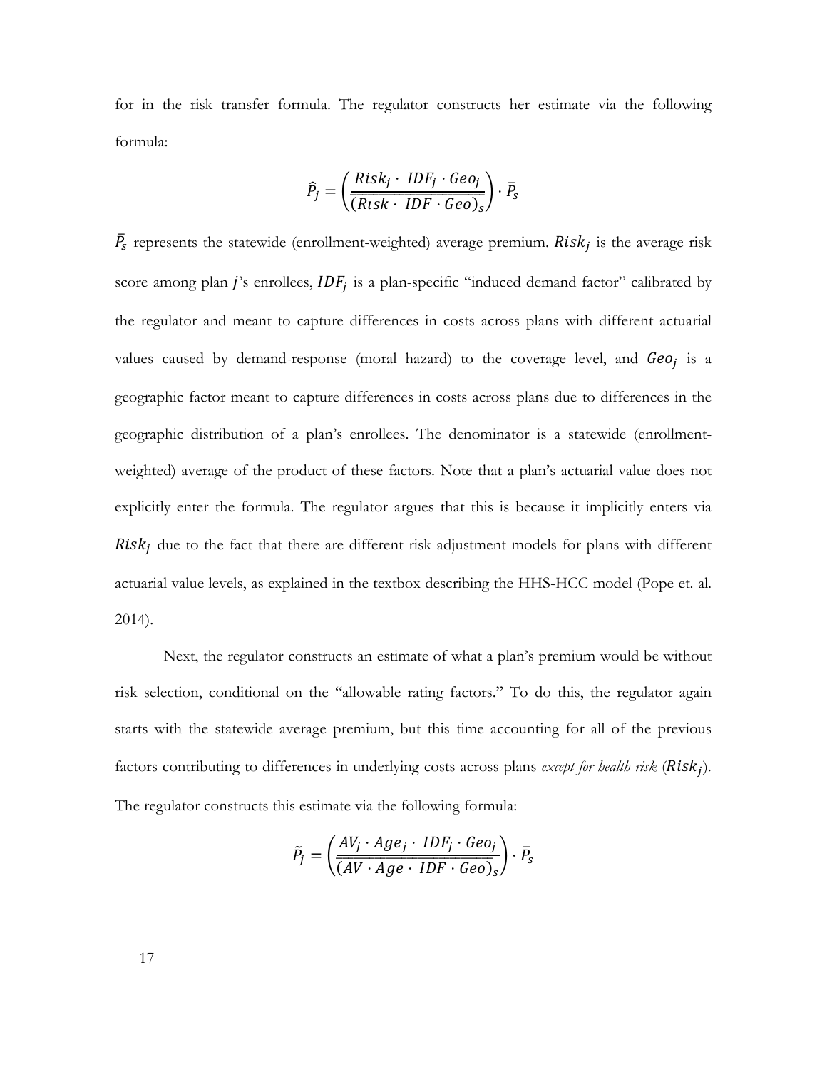for in the risk transfer formula. The regulator constructs her estimate via the following formula:

$$\hat{P}_j = \left( \frac{Risk_j \cdot \ IDF_j \cdot Geo_j}{(Risk \cdot \ IDF \cdot Geo)_s} \right) \cdot \bar{P}_s$$

$\bar{P}_s$ represents the statewide (enrollment-weighted) average premium. $Risk_j$ is the average risk score among plan $j$'s enrollees, $IDF_j$ is a plan-specific "induced demand factor" calibrated by the regulator and meant to capture differences in costs across plans with different actuarial values caused by demand-response (moral hazard) to the coverage level, and $Geo_j$ is a geographic factor meant to capture differences in costs across plans due to differences in the geographic distribution of a plan's enrollees. The denominator is a statewide (enrollment-weighted) average of the product of these factors. Note that a plan's actuarial value does not explicitly enter the formula. The regulator argues that this is because it implicitly enters via $Risk_j$ due to the fact that there are different risk adjustment models for plans with different actuarial value levels, as explained in the textbox describing the HHS-HCC model (Pope et. al. 2014).

Next, the regulator constructs an estimate of what a plan's premium would be without risk selection, conditional on the "allowable rating factors." To do this, the regulator again starts with the statewide average premium, but this time accounting for all of the previous factors contributing to differences in underlying costs across plans *except for health risk* ($Risk_j$). The regulator constructs this estimate via the following formula:

$$\tilde{P}_j = \left( \frac{AV_j \cdot Age_j \cdot \ IDF_j \cdot Geo_j}{(AV \cdot Age \cdot \ IDF \cdot Geo)_s} \right) \cdot \bar{P}_s$$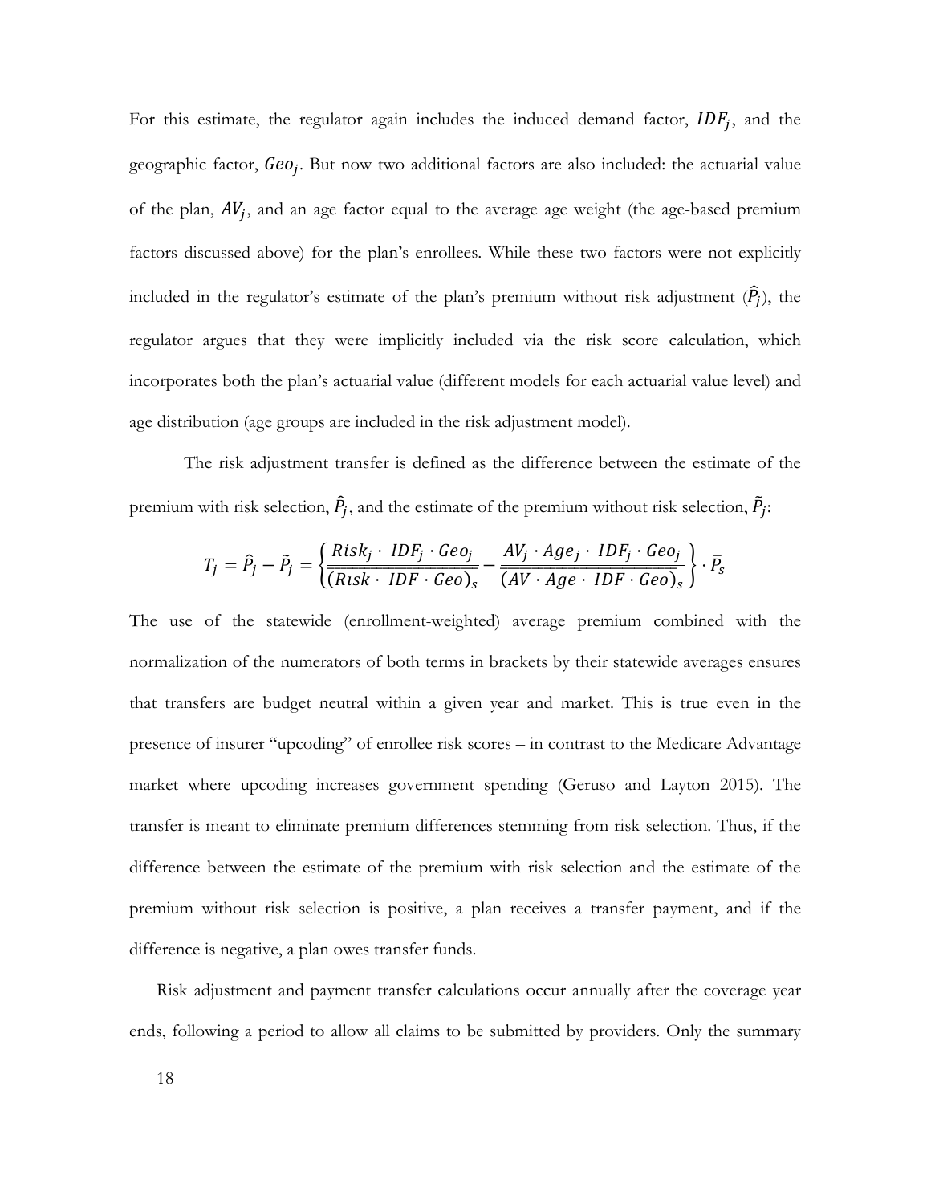For this estimate, the regulator again includes the induced demand factor, $IDF_j$, and the geographic factor, $Geo_j$. But now two additional factors are also included: the actuarial value of the plan, $AV_j$, and an age factor equal to the average age weight (the age-based premium factors discussed above) for the plan's enrollees. While these two factors were not explicitly included in the regulator's estimate of the plan's premium without risk adjustment ($\hat{P}_j$), the regulator argues that they were implicitly included via the risk score calculation, which incorporates both the plan's actuarial value (different models for each actuarial value level) and age distribution (age groups are included in the risk adjustment model).

The risk adjustment transfer is defined as the difference between the estimate of the premium with risk selection, $\hat{P}_j$, and the estimate of the premium without risk selection, $\tilde{P}_j$:

$$T_j = \hat{P}_j - \tilde{P}_j = \left\{ \frac{Risk_j \cdot IDF_j \cdot Geo_j}{(Risk \cdot IDF \cdot Geo)_s} - \frac{AV_j \cdot Age_j \cdot IDF_j \cdot Geo_j}{(AV \cdot Age \cdot IDF \cdot Geo)_s} \right\} \cdot \bar{P}_s$$

The use of the statewide (enrollment-weighted) average premium combined with the normalization of the numerators of both terms in brackets by their statewide averages ensures that transfers are budget neutral within a given year and market. This is true even in the presence of insurer "upcoding" of enrollee risk scores – in contrast to the Medicare Advantage market where upcoding increases government spending (Geruso and Layton 2015). The transfer is meant to eliminate premium differences stemming from risk selection. Thus, if the difference between the estimate of the premium with risk selection and the estimate of the premium without risk selection is positive, a plan receives a transfer payment, and if the difference is negative, a plan owes transfer funds.

Risk adjustment and payment transfer calculations occur annually after the coverage year ends, following a period to allow all claims to be submitted by providers. Only the summary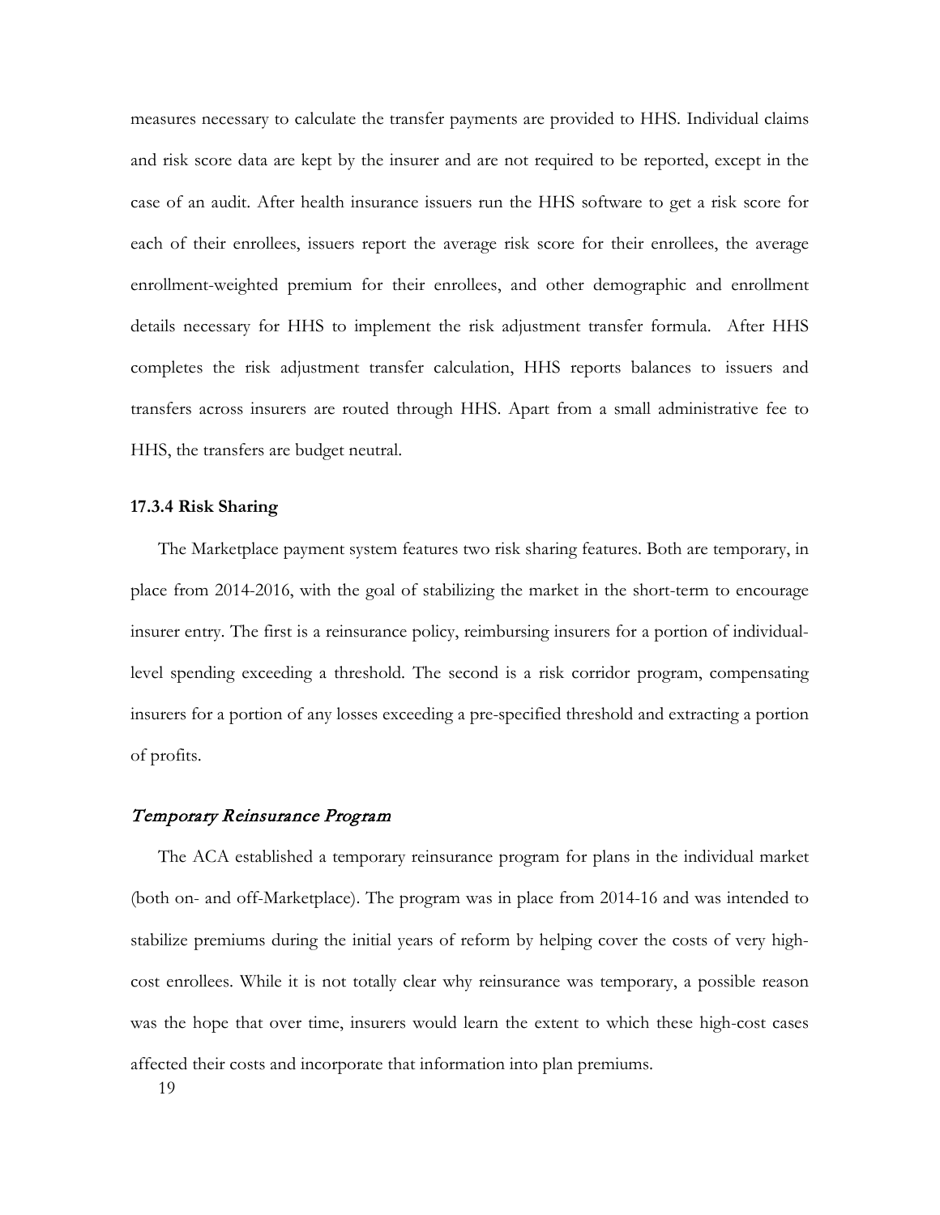measures necessary to calculate the transfer payments are provided to HHS. Individual claims and risk score data are kept by the insurer and are not required to be reported, except in the case of an audit. After health insurance issuers run the HHS software to get a risk score for each of their enrollees, issuers report the average risk score for their enrollees, the average enrollment-weighted premium for their enrollees, and other demographic and enrollment details necessary for HHS to implement the risk adjustment transfer formula. After HHS completes the risk adjustment transfer calculation, HHS reports balances to issuers and transfers across insurers are routed through HHS. Apart from a small administrative fee to HHS, the transfers are budget neutral.

### 17.3.4 Risk Sharing

The Marketplace payment system features two risk sharing features. Both are temporary, in place from 2014-2016, with the goal of stabilizing the market in the short-term to encourage insurer entry. The first is a reinsurance policy, reimbursing insurers for a portion of individual-level spending exceeding a threshold. The second is a risk corridor program, compensating insurers for a portion of any losses exceeding a pre-specified threshold and extracting a portion of profits.

#### *Temporary Reinsurance Program*

The ACA established a temporary reinsurance program for plans in the individual market (both on- and off-Marketplace). The program was in place from 2014-16 and was intended to stabilize premiums during the initial years of reform by helping cover the costs of very high-cost enrollees. While it is not totally clear why reinsurance was temporary, a possible reason was the hope that over time, insurers would learn the extent to which these high-cost cases affected their costs and incorporate that information into plan premiums.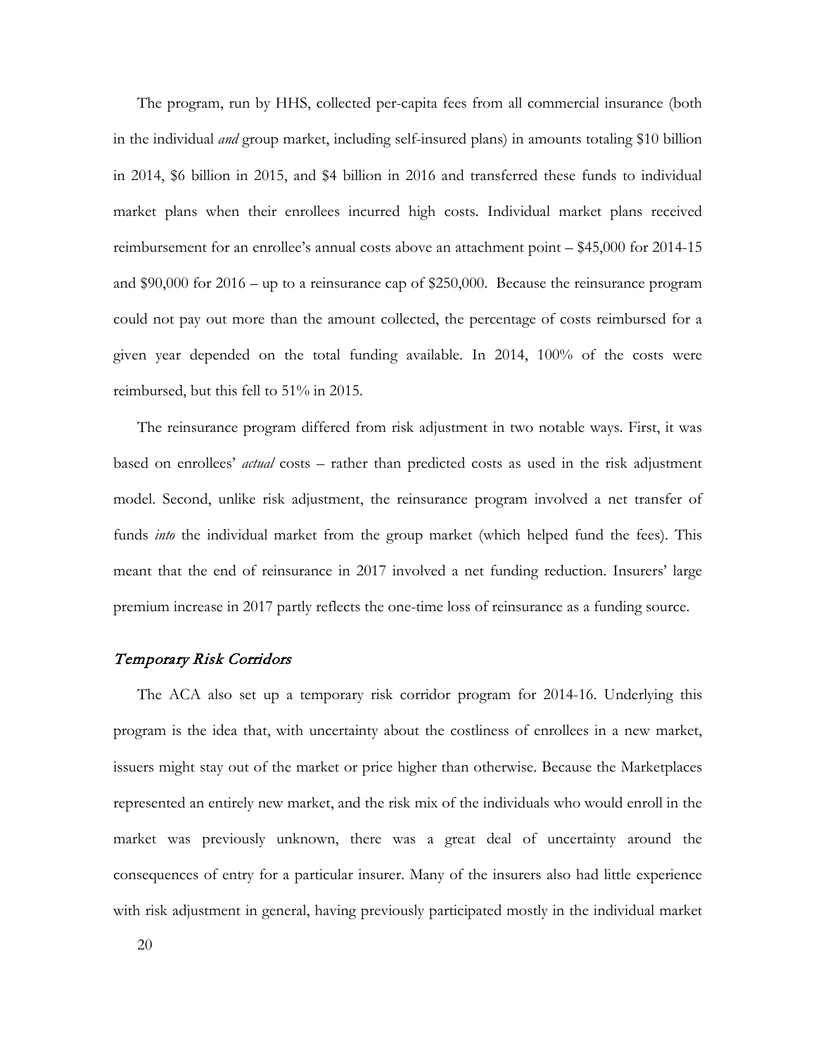The program, run by HHS, collected per-capita fees from all commercial insurance (both in the individual *and* group market, including self-insured plans) in amounts totaling $10 billion in 2014, $6 billion in 2015, and $4 billion in 2016 and transferred these funds to individual market plans when their enrollees incurred high costs. Individual market plans received reimbursement for an enrollee's annual costs above an attachment point – $45,000 for 2014-15 and $90,000 for 2016 – up to a reinsurance cap of $250,000. Because the reinsurance program could not pay out more than the amount collected, the percentage of costs reimbursed for a given year depended on the total funding available. In 2014, 100% of the costs were reimbursed, but this fell to 51% in 2015.

The reinsurance program differed from risk adjustment in two notable ways. First, it was based on enrollees' *actual* costs – rather than predicted costs as used in the risk adjustment model. Second, unlike risk adjustment, the reinsurance program involved a net transfer of funds *into* the individual market from the group market (which helped fund the fees). This meant that the end of reinsurance in 2017 involved a net funding reduction. Insurers' large premium increase in 2017 partly reflects the one-time loss of reinsurance as a funding source.

### *Temporary Risk Corridors*

The ACA also set up a temporary risk corridor program for 2014-16. Underlying this program is the idea that, with uncertainty about the costliness of enrollees in a new market, issuers might stay out of the market or price higher than otherwise. Because the Marketplaces represented an entirely new market, and the risk mix of the individuals who would enroll in the market was previously unknown, there was a great deal of uncertainty around the consequences of entry for a particular insurer. Many of the insurers also had little experience with risk adjustment in general, having previously participated mostly in the individual market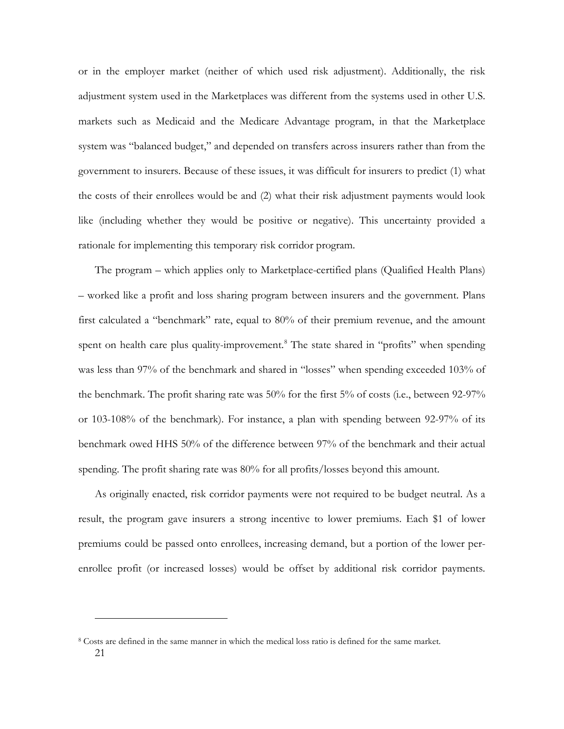or in the employer market (neither of which used risk adjustment). Additionally, the risk adjustment system used in the Marketplaces was different from the systems used in other U.S. markets such as Medicaid and the Medicare Advantage program, in that the Marketplace system was "balanced budget," and depended on transfers across insurers rather than from the government to insurers. Because of these issues, it was difficult for insurers to predict (1) what the costs of their enrollees would be and (2) what their risk adjustment payments would look like (including whether they would be positive or negative). This uncertainty provided a rationale for implementing this temporary risk corridor program.

The program – which applies only to Marketplace-certified plans (Qualified Health Plans) – worked like a profit and loss sharing program between insurers and the government. Plans first calculated a "benchmark" rate, equal to 80% of their premium revenue, and the amount spent on health care plus quality-improvement.[8] The state shared in "profits" when spending was less than 97% of the benchmark and shared in "losses" when spending exceeded 103% of the benchmark. The profit sharing rate was 50% for the first 5% of costs (i.e., between 92-97% or 103-108% of the benchmark). For instance, a plan with spending between 92-97% of its benchmark owed HHS 50% of the difference between 97% of the benchmark and their actual spending. The profit sharing rate was 80% for all profits/losses beyond this amount.

As originally enacted, risk corridor payments were not required to be budget neutral. As a result, the program gave insurers a strong incentive to lower premiums. Each $1 of lower premiums could be passed onto enrollees, increasing demand, but a portion of the lower per-enrollee profit (or increased losses) would be offset by additional risk corridor payments.

[8] Costs are defined in the same manner in which the medical loss ratio is defined for the same market.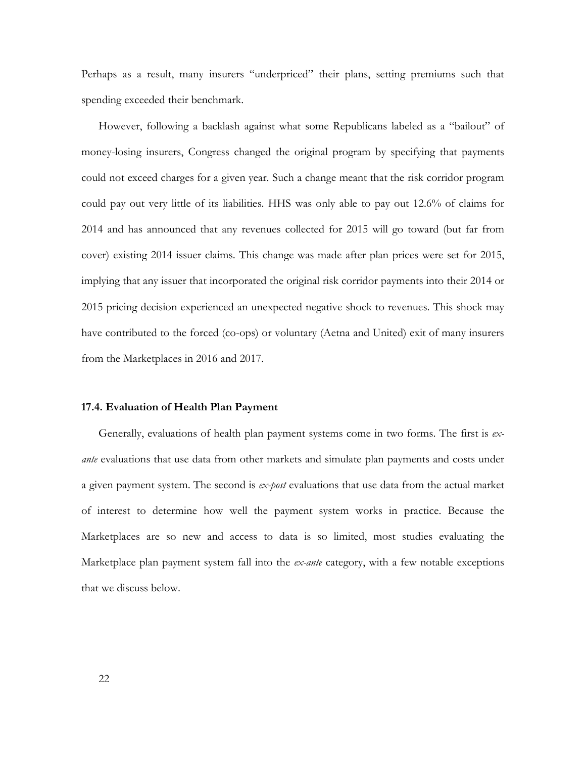Perhaps as a result, many insurers "underpriced" their plans, setting premiums such that spending exceeded their benchmark.

However, following a backlash against what some Republicans labeled as a "bailout" of money-losing insurers, Congress changed the original program by specifying that payments could not exceed charges for a given year. Such a change meant that the risk corridor program could pay out very little of its liabilities. HHS was only able to pay out 12.6% of claims for 2014 and has announced that any revenues collected for 2015 will go toward (but far from cover) existing 2014 issuer claims. This change was made after plan prices were set for 2015, implying that any issuer that incorporated the original risk corridor payments into their 2014 or 2015 pricing decision experienced an unexpected negative shock to revenues. This shock may have contributed to the forced (co-ops) or voluntary (Aetna and United) exit of many insurers from the Marketplaces in 2016 and 2017.

### 17.4. Evaluation of Health Plan Payment

Generally, evaluations of health plan payment systems come in two forms. The first is *ex-ante* evaluations that use data from other markets and simulate plan payments and costs under a given payment system. The second is *ex-post* evaluations that use data from the actual market of interest to determine how well the payment system works in practice. Because the Marketplaces are so new and access to data is so limited, most studies evaluating the Marketplace plan payment system fall into the *ex-ante* category, with a few notable exceptions that we discuss below.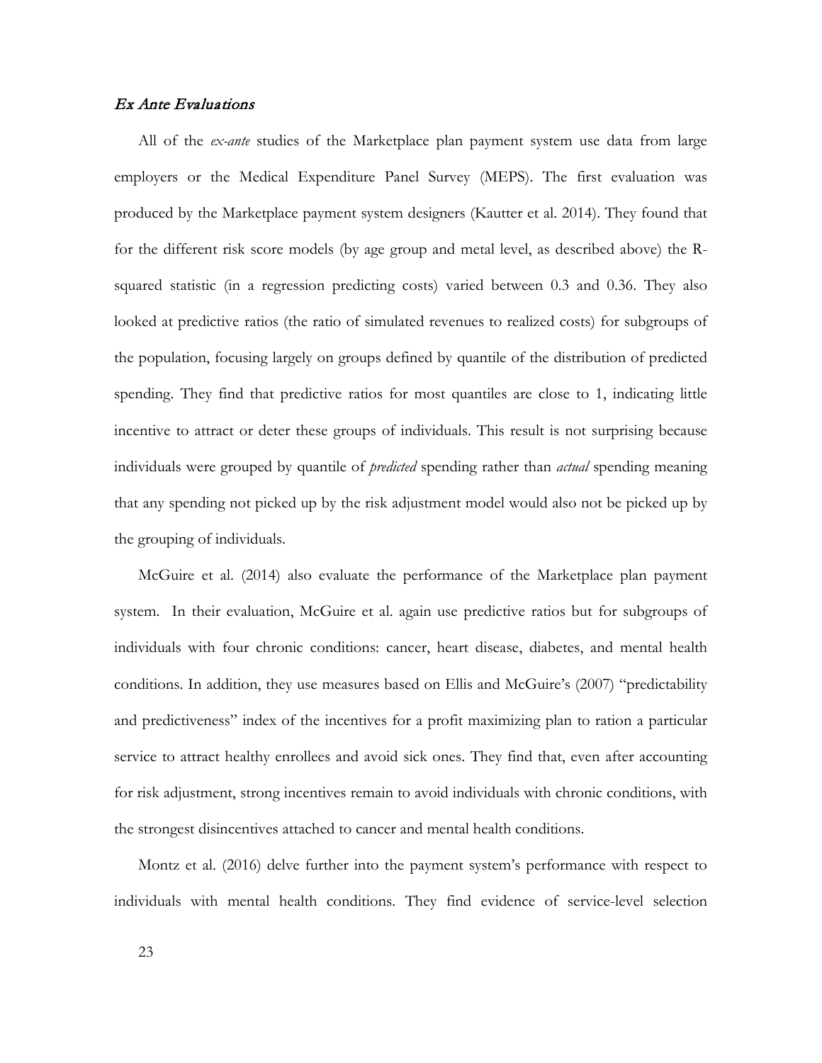### *Ex Ante Evaluations*

All of the *ex-ante* studies of the Marketplace plan payment system use data from large employers or the Medical Expenditure Panel Survey (MEPS). The first evaluation was produced by the Marketplace payment system designers (Kautter et al. 2014). They found that for the different risk score models (by age group and metal level, as described above) the R-squared statistic (in a regression predicting costs) varied between 0.3 and 0.36. They also looked at predictive ratios (the ratio of simulated revenues to realized costs) for subgroups of the population, focusing largely on groups defined by quantile of the distribution of predicted spending. They find that predictive ratios for most quantiles are close to 1, indicating little incentive to attract or deter these groups of individuals. This result is not surprising because individuals were grouped by quantile of *predicted* spending rather than *actual* spending meaning that any spending not picked up by the risk adjustment model would also not be picked up by the grouping of individuals.

McGuire et al. (2014) also evaluate the performance of the Marketplace plan payment system. In their evaluation, McGuire et al. again use predictive ratios but for subgroups of individuals with four chronic conditions: cancer, heart disease, diabetes, and mental health conditions. In addition, they use measures based on Ellis and McGuire's (2007) "predictability and predictiveness" index of the incentives for a profit maximizing plan to ration a particular service to attract healthy enrollees and avoid sick ones. They find that, even after accounting for risk adjustment, strong incentives remain to avoid individuals with chronic conditions, with the strongest disincentives attached to cancer and mental health conditions.

Montz et al. (2016) delve further into the payment system's performance with respect to individuals with mental health conditions. They find evidence of service-level selection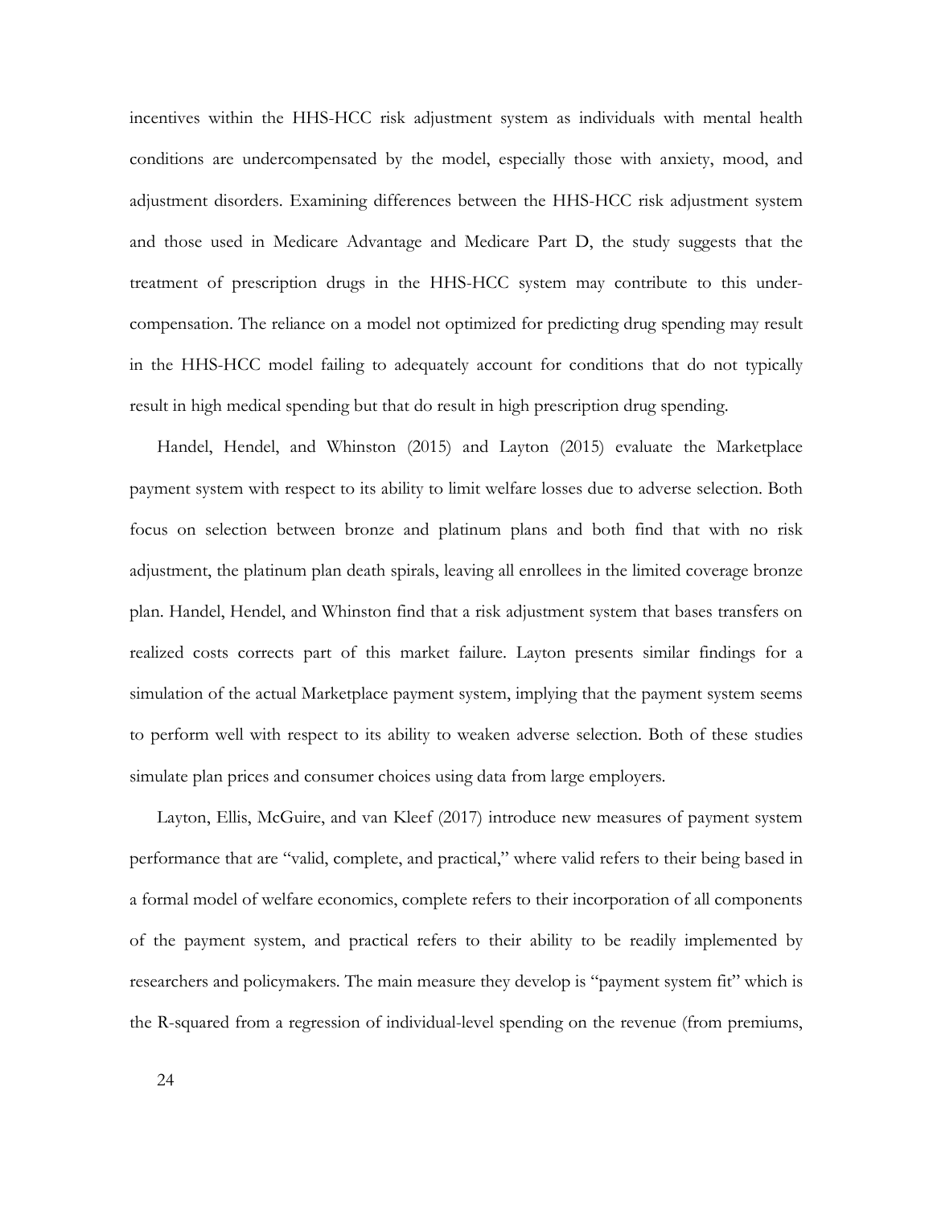incentives within the HHS-HCC risk adjustment system as individuals with mental health conditions are undercompensated by the model, especially those with anxiety, mood, and adjustment disorders. Examining differences between the HHS-HCC risk adjustment system and those used in Medicare Advantage and Medicare Part D, the study suggests that the treatment of prescription drugs in the HHS-HCC system may contribute to this under-compensation. The reliance on a model not optimized for predicting drug spending may result in the HHS-HCC model failing to adequately account for conditions that do not typically result in high medical spending but that do result in high prescription drug spending.

Handel, Hendel, and Whinston (2015) and Layton (2015) evaluate the Marketplace payment system with respect to its ability to limit welfare losses due to adverse selection. Both focus on selection between bronze and platinum plans and both find that with no risk adjustment, the platinum plan death spirals, leaving all enrollees in the limited coverage bronze plan. Handel, Hendel, and Whinston find that a risk adjustment system that bases transfers on realized costs corrects part of this market failure. Layton presents similar findings for a simulation of the actual Marketplace payment system, implying that the payment system seems to perform well with respect to its ability to weaken adverse selection. Both of these studies simulate plan prices and consumer choices using data from large employers.

Layton, Ellis, McGuire, and van Kleef (2017) introduce new measures of payment system performance that are "valid, complete, and practical," where valid refers to their being based in a formal model of welfare economics, complete refers to their incorporation of all components of the payment system, and practical refers to their ability to be readily implemented by researchers and policymakers. The main measure they develop is "payment system fit" which is the R-squared from a regression of individual-level spending on the revenue (from premiums,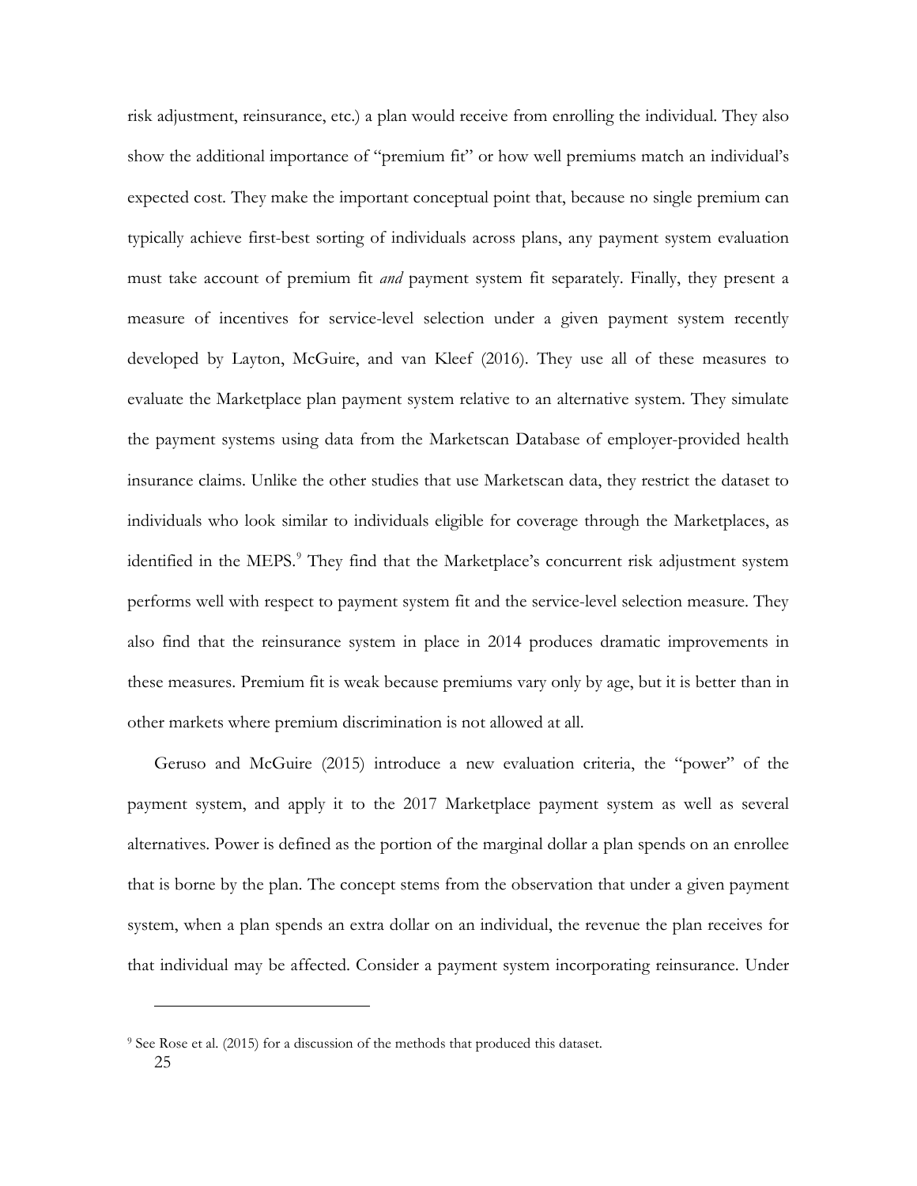risk adjustment, reinsurance, etc.) a plan would receive from enrolling the individual. They also show the additional importance of "premium fit" or how well premiums match an individual's expected cost. They make the important conceptual point that, because no single premium can typically achieve first-best sorting of individuals across plans, any payment system evaluation must take account of premium fit *and* payment system fit separately. Finally, they present a measure of incentives for service-level selection under a given payment system recently developed by Layton, McGuire, and van Kleef (2016). They use all of these measures to evaluate the Marketplace plan payment system relative to an alternative system. They simulate the payment systems using data from the Marketscan Database of employer-provided health insurance claims. Unlike the other studies that use Marketscan data, they restrict the dataset to individuals who look similar to individuals eligible for coverage through the Marketplaces, as identified in the MEPS.[9] They find that the Marketplace's concurrent risk adjustment system performs well with respect to payment system fit and the service-level selection measure. They also find that the reinsurance system in place in 2014 produces dramatic improvements in these measures. Premium fit is weak because premiums vary only by age, but it is better than in other markets where premium discrimination is not allowed at all.

Geruso and McGuire (2015) introduce a new evaluation criteria, the "power" of the payment system, and apply it to the 2017 Marketplace payment system as well as several alternatives. Power is defined as the portion of the marginal dollar a plan spends on an enrollee that is borne by the plan. The concept stems from the observation that under a given payment system, when a plan spends an extra dollar on an individual, the revenue the plan receives for that individual may be affected. Consider a payment system incorporating reinsurance. Under

[9] See Rose et al. (2015) for a discussion of the methods that produced this dataset.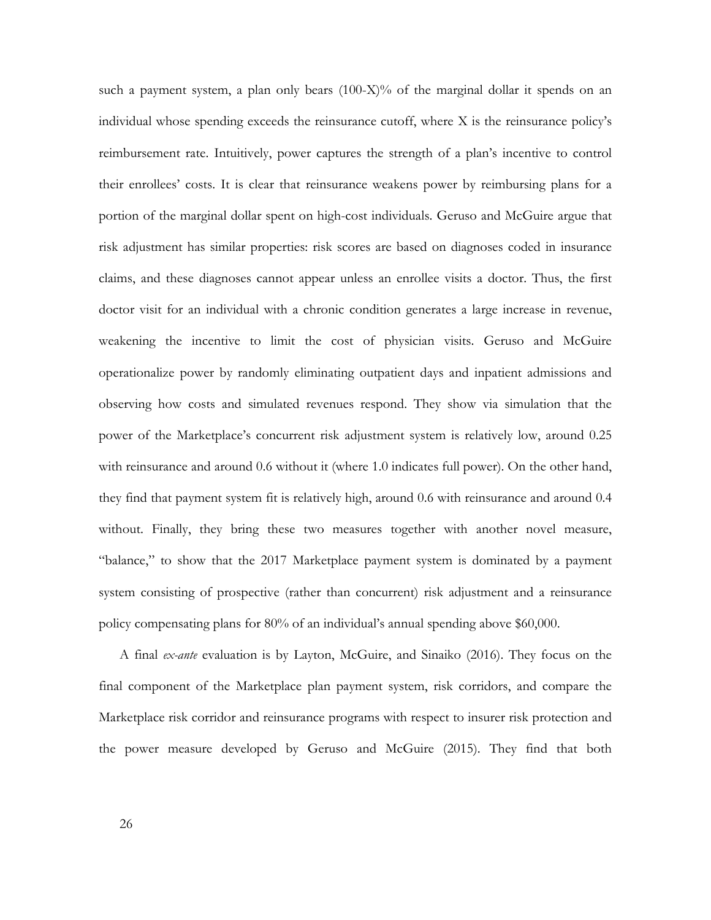such a payment system, a plan only bears (100-X)% of the marginal dollar it spends on an individual whose spending exceeds the reinsurance cutoff, where X is the reinsurance policy's reimbursement rate. Intuitively, power captures the strength of a plan's incentive to control their enrollees' costs. It is clear that reinsurance weakens power by reimbursing plans for a portion of the marginal dollar spent on high-cost individuals. Geruso and McGuire argue that risk adjustment has similar properties: risk scores are based on diagnoses coded in insurance claims, and these diagnoses cannot appear unless an enrollee visits a doctor. Thus, the first doctor visit for an individual with a chronic condition generates a large increase in revenue, weakening the incentive to limit the cost of physician visits. Geruso and McGuire operationalize power by randomly eliminating outpatient days and inpatient admissions and observing how costs and simulated revenues respond. They show via simulation that the power of the Marketplace's concurrent risk adjustment system is relatively low, around 0.25 with reinsurance and around 0.6 without it (where 1.0 indicates full power). On the other hand, they find that payment system fit is relatively high, around 0.6 with reinsurance and around 0.4 without. Finally, they bring these two measures together with another novel measure, "balance," to show that the 2017 Marketplace payment system is dominated by a payment system consisting of prospective (rather than concurrent) risk adjustment and a reinsurance policy compensating plans for 80% of an individual's annual spending above $60,000.

A final *ex-ante* evaluation is by Layton, McGuire, and Sinaiko (2016). They focus on the final component of the Marketplace plan payment system, risk corridors, and compare the Marketplace risk corridor and reinsurance programs with respect to insurer risk protection and the power measure developed by Geruso and McGuire (2015). They find that both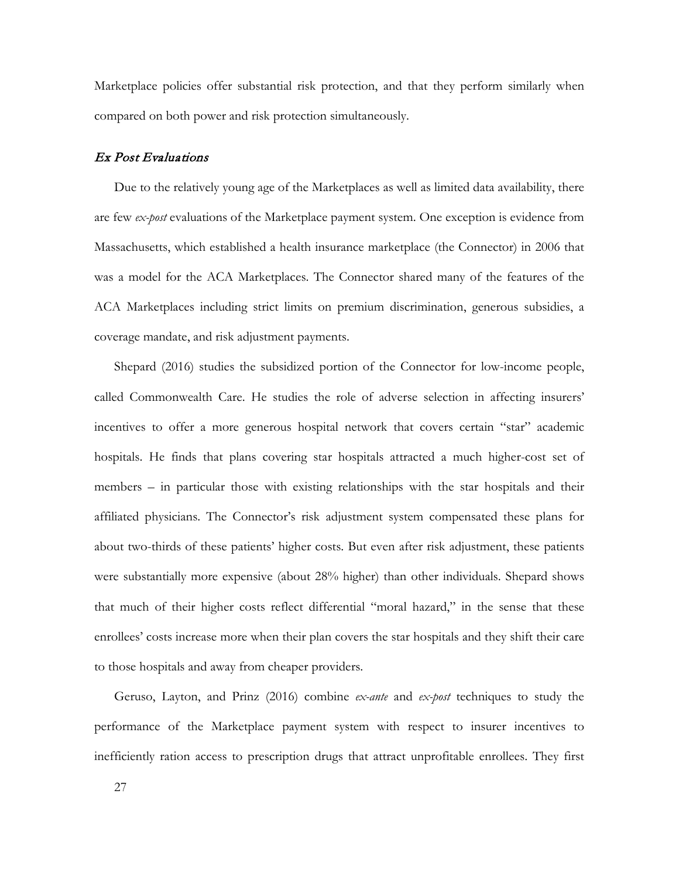Marketplace policies offer substantial risk protection, and that they perform similarly when compared on both power and risk protection simultaneously.

### *Ex Post Evaluations*

Due to the relatively young age of the Marketplaces as well as limited data availability, there are few *ex-post* evaluations of the Marketplace payment system. One exception is evidence from Massachusetts, which established a health insurance marketplace (the Connector) in 2006 that was a model for the ACA Marketplaces. The Connector shared many of the features of the ACA Marketplaces including strict limits on premium discrimination, generous subsidies, a coverage mandate, and risk adjustment payments.

Shepard (2016) studies the subsidized portion of the Connector for low-income people, called Commonwealth Care. He studies the role of adverse selection in affecting insurers' incentives to offer a more generous hospital network that covers certain "star" academic hospitals. He finds that plans covering star hospitals attracted a much higher-cost set of members – in particular those with existing relationships with the star hospitals and their affiliated physicians. The Connector's risk adjustment system compensated these plans for about two-thirds of these patients' higher costs. But even after risk adjustment, these patients were substantially more expensive (about 28% higher) than other individuals. Shepard shows that much of their higher costs reflect differential "moral hazard," in the sense that these enrollees' costs increase more when their plan covers the star hospitals and they shift their care to those hospitals and away from cheaper providers.

Geruso, Layton, and Prinz (2016) combine *ex-ante* and *ex-post* techniques to study the performance of the Marketplace payment system with respect to insurer incentives to inefficiently ration access to prescription drugs that attract unprofitable enrollees. They first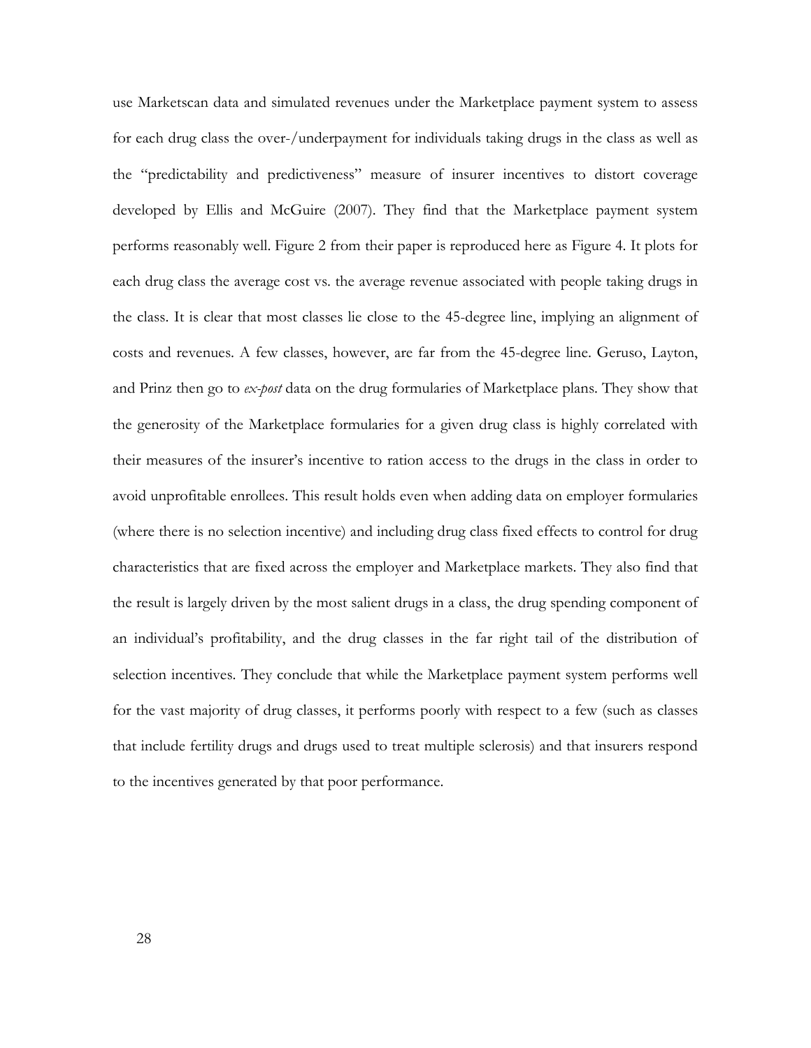use Marketscan data and simulated revenues under the Marketplace payment system to assess for each drug class the over-/underpayment for individuals taking drugs in the class as well as the "predictability and predictiveness" measure of insurer incentives to distort coverage developed by Ellis and McGuire (2007). They find that the Marketplace payment system performs reasonably well. Figure 2 from their paper is reproduced here as Figure 4. It plots for each drug class the average cost vs. the average revenue associated with people taking drugs in the class. It is clear that most classes lie close to the 45-degree line, implying an alignment of costs and revenues. A few classes, however, are far from the 45-degree line. Geruso, Layton, and Prinz then go to *ex-post* data on the drug formularies of Marketplace plans. They show that the generosity of the Marketplace formularies for a given drug class is highly correlated with their measures of the insurer's incentive to ration access to the drugs in the class in order to avoid unprofitable enrollees. This result holds even when adding data on employer formularies (where there is no selection incentive) and including drug class fixed effects to control for drug characteristics that are fixed across the employer and Marketplace markets. They also find that the result is largely driven by the most salient drugs in a class, the drug spending component of an individual's profitability, and the drug classes in the far right tail of the distribution of selection incentives. They conclude that while the Marketplace payment system performs well for the vast majority of drug classes, it performs poorly with respect to a few (such as classes that include fertility drugs and drugs used to treat multiple sclerosis) and that insurers respond to the incentives generated by that poor performance.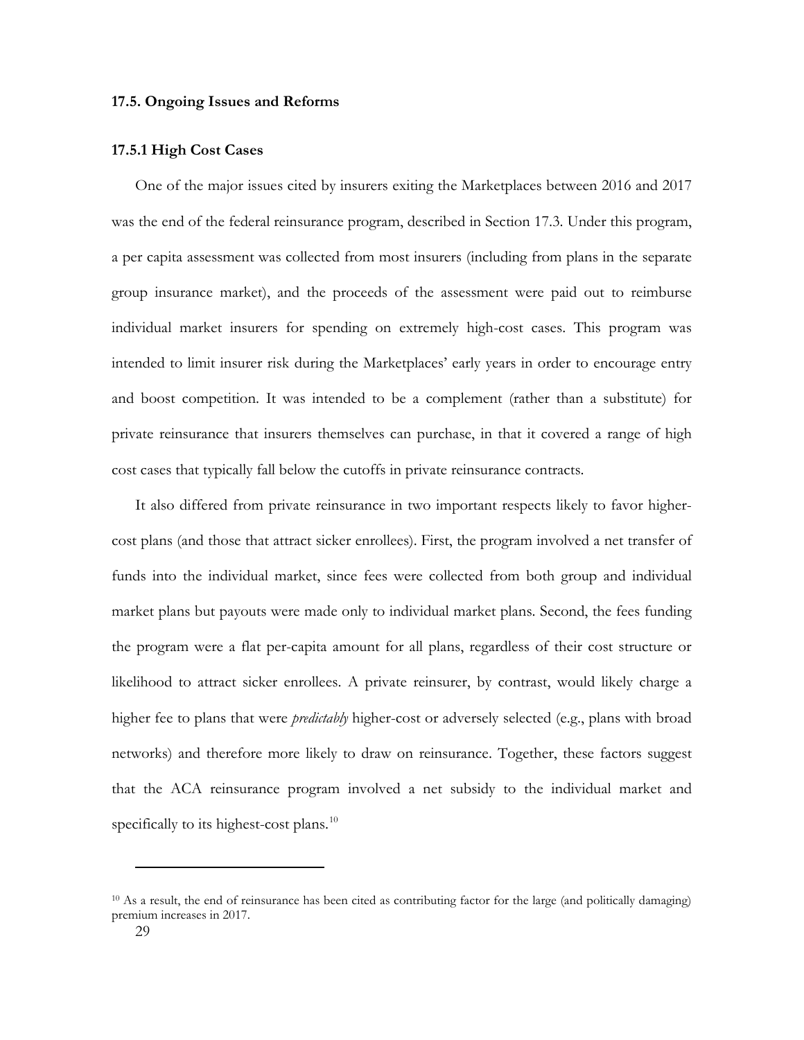## 17.5. Ongoing Issues and Reforms

### 17.5.1 High Cost Cases

One of the major issues cited by insurers exiting the Marketplaces between 2016 and 2017 was the end of the federal reinsurance program, described in Section 17.3. Under this program, a per capita assessment was collected from most insurers (including from plans in the separate group insurance market), and the proceeds of the assessment were paid out to reimburse individual market insurers for spending on extremely high-cost cases. This program was intended to limit insurer risk during the Marketplaces' early years in order to encourage entry and boost competition. It was intended to be a complement (rather than a substitute) for private reinsurance that insurers themselves can purchase, in that it covered a range of high cost cases that typically fall below the cutoffs in private reinsurance contracts.

It also differed from private reinsurance in two important respects likely to favor higher-cost plans (and those that attract sicker enrollees). First, the program involved a net transfer of funds into the individual market, since fees were collected from both group and individual market plans but payouts were made only to individual market plans. Second, the fees funding the program were a flat per-capita amount for all plans, regardless of their cost structure or likelihood to attract sicker enrollees. A private reinsurer, by contrast, would likely charge a higher fee to plans that were *predictably* higher-cost or adversely selected (e.g., plans with broad networks) and therefore more likely to draw on reinsurance. Together, these factors suggest that the ACA reinsurance program involved a net subsidy to the individual market and specifically to its highest-cost plans.[10]

[10] As a result, the end of reinsurance has been cited as contributing factor for the large (and politically damaging) premium increases in 2017.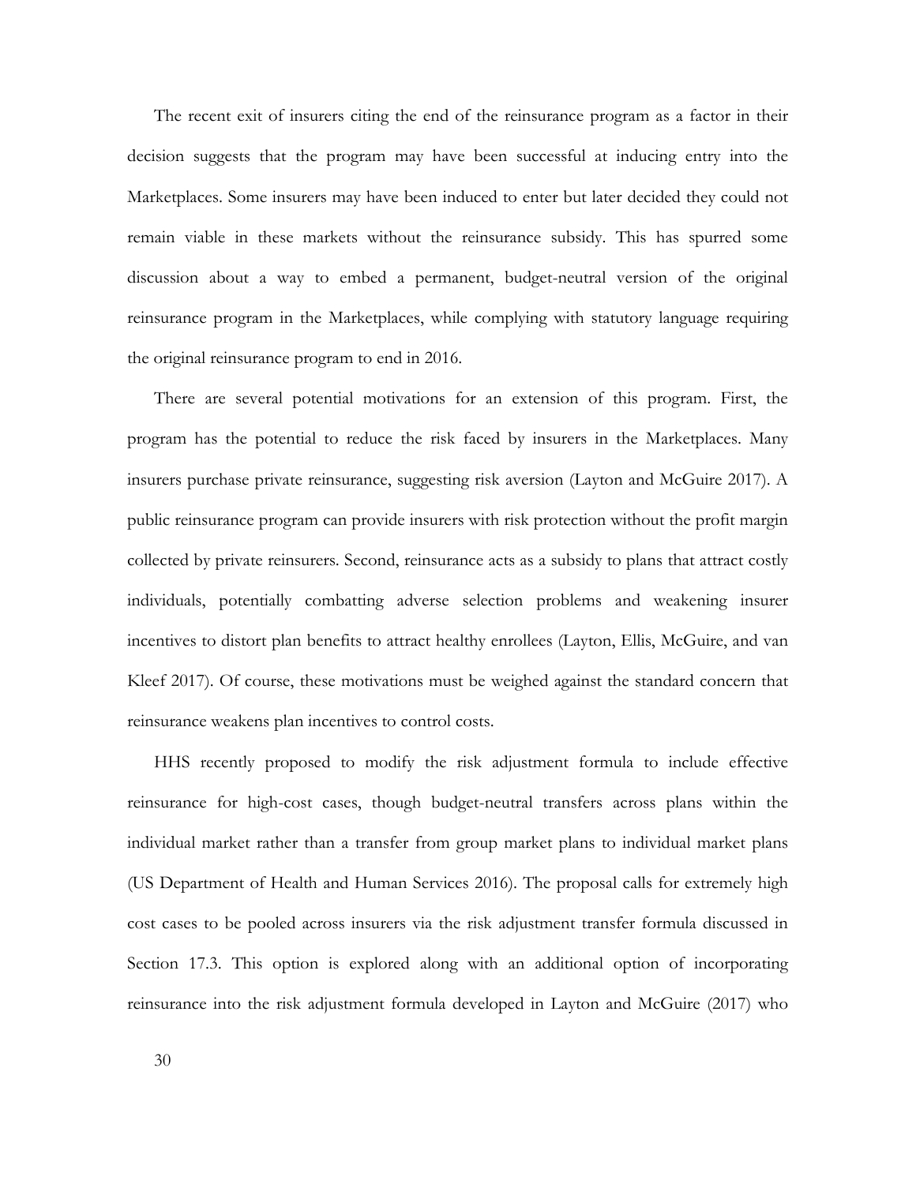The recent exit of insurers citing the end of the reinsurance program as a factor in their decision suggests that the program may have been successful at inducing entry into the Marketplaces. Some insurers may have been induced to enter but later decided they could not remain viable in these markets without the reinsurance subsidy. This has spurred some discussion about a way to embed a permanent, budget-neutral version of the original reinsurance program in the Marketplaces, while complying with statutory language requiring the original reinsurance program to end in 2016.

There are several potential motivations for an extension of this program. First, the program has the potential to reduce the risk faced by insurers in the Marketplaces. Many insurers purchase private reinsurance, suggesting risk aversion (Layton and McGuire 2017). A public reinsurance program can provide insurers with risk protection without the profit margin collected by private reinsurers. Second, reinsurance acts as a subsidy to plans that attract costly individuals, potentially combatting adverse selection problems and weakening insurer incentives to distort plan benefits to attract healthy enrollees (Layton, Ellis, McGuire, and van Kleef 2017). Of course, these motivations must be weighed against the standard concern that reinsurance weakens plan incentives to control costs.

HHS recently proposed to modify the risk adjustment formula to include effective reinsurance for high-cost cases, though budget-neutral transfers across plans within the individual market rather than a transfer from group market plans to individual market plans (US Department of Health and Human Services 2016). The proposal calls for extremely high cost cases to be pooled across insurers via the risk adjustment transfer formula discussed in Section 17.3. This option is explored along with an additional option of incorporating reinsurance into the risk adjustment formula developed in Layton and McGuire (2017) who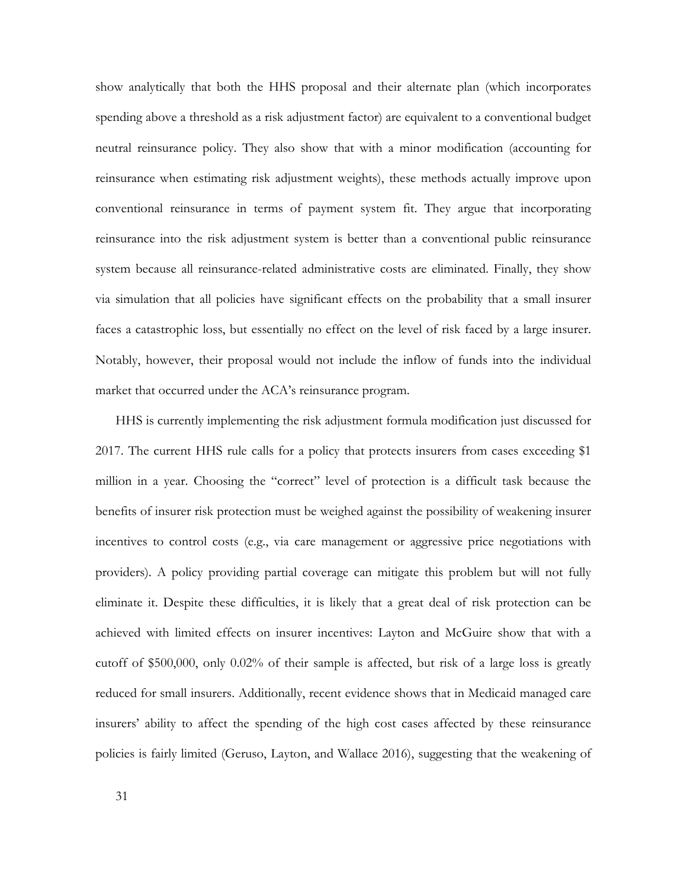show analytically that both the HHS proposal and their alternate plan (which incorporates spending above a threshold as a risk adjustment factor) are equivalent to a conventional budget neutral reinsurance policy. They also show that with a minor modification (accounting for reinsurance when estimating risk adjustment weights), these methods actually improve upon conventional reinsurance in terms of payment system fit. They argue that incorporating reinsurance into the risk adjustment system is better than a conventional public reinsurance system because all reinsurance-related administrative costs are eliminated. Finally, they show via simulation that all policies have significant effects on the probability that a small insurer faces a catastrophic loss, but essentially no effect on the level of risk faced by a large insurer. Notably, however, their proposal would not include the inflow of funds into the individual market that occurred under the ACA's reinsurance program.

HHS is currently implementing the risk adjustment formula modification just discussed for 2017. The current HHS rule calls for a policy that protects insurers from cases exceeding $1 million in a year. Choosing the "correct" level of protection is a difficult task because the benefits of insurer risk protection must be weighed against the possibility of weakening insurer incentives to control costs (e.g., via care management or aggressive price negotiations with providers). A policy providing partial coverage can mitigate this problem but will not fully eliminate it. Despite these difficulties, it is likely that a great deal of risk protection can be achieved with limited effects on insurer incentives: Layton and McGuire show that with a cutoff of $500,000, only 0.02% of their sample is affected, but risk of a large loss is greatly reduced for small insurers. Additionally, recent evidence shows that in Medicaid managed care insurers' ability to affect the spending of the high cost cases affected by these reinsurance policies is fairly limited (Geruso, Layton, and Wallace 2016), suggesting that the weakening of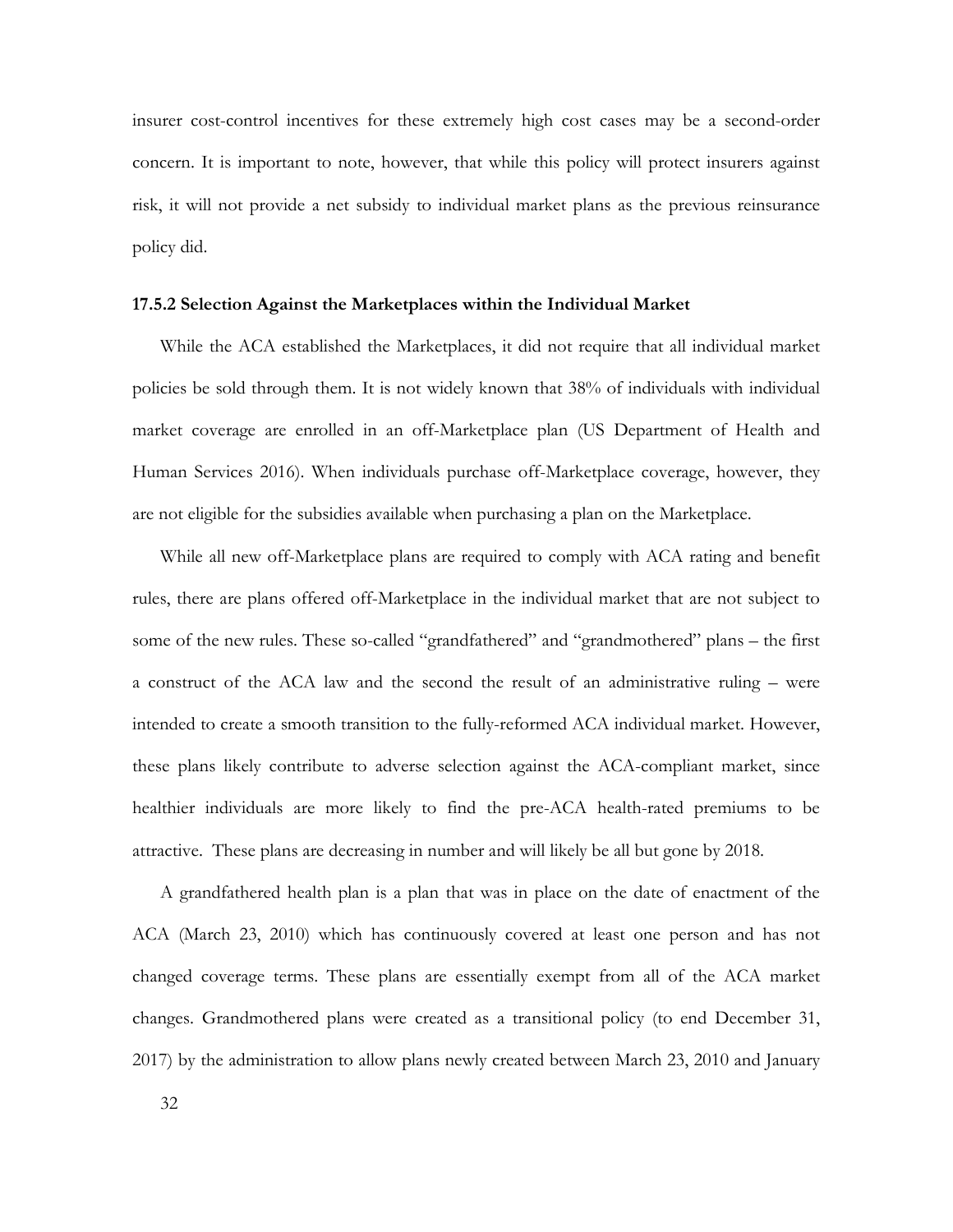insurer cost-control incentives for these extremely high cost cases may be a second-order concern. It is important to note, however, that while this policy will protect insurers against risk, it will not provide a net subsidy to individual market plans as the previous reinsurance policy did.

### 17.5.2 Selection Against the Marketplaces within the Individual Market

While the ACA established the Marketplaces, it did not require that all individual market policies be sold through them. It is not widely known that 38% of individuals with individual market coverage are enrolled in an off-Marketplace plan (US Department of Health and Human Services 2016). When individuals purchase off-Marketplace coverage, however, they are not eligible for the subsidies available when purchasing a plan on the Marketplace.

While all new off-Marketplace plans are required to comply with ACA rating and benefit rules, there are plans offered off-Marketplace in the individual market that are not subject to some of the new rules. These so-called "grandfathered" and "grandmothered" plans – the first a construct of the ACA law and the second the result of an administrative ruling – were intended to create a smooth transition to the fully-reformed ACA individual market. However, these plans likely contribute to adverse selection against the ACA-compliant market, since healthier individuals are more likely to find the pre-ACA health-rated premiums to be attractive. These plans are decreasing in number and will likely be all but gone by 2018.

A grandfathered health plan is a plan that was in place on the date of enactment of the ACA (March 23, 2010) which has continuously covered at least one person and has not changed coverage terms. These plans are essentially exempt from all of the ACA market changes. Grandmothered plans were created as a transitional policy (to end December 31, 2017) by the administration to allow plans newly created between March 23, 2010 and January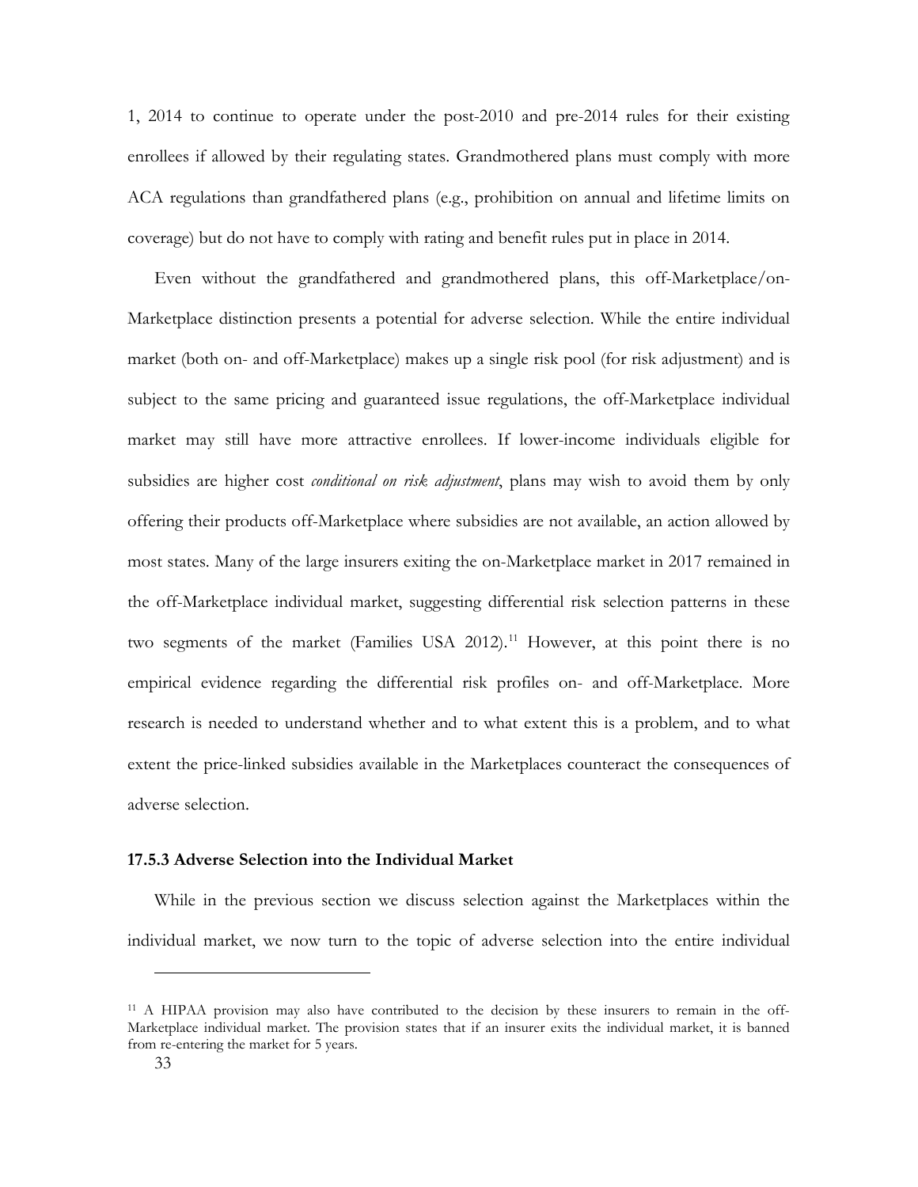1, 2014 to continue to operate under the post-2010 and pre-2014 rules for their existing enrollees if allowed by their regulating states. Grandmothered plans must comply with more ACA regulations than grandfathered plans (e.g., prohibition on annual and lifetime limits on coverage) but do not have to comply with rating and benefit rules put in place in 2014.

Even without the grandfathered and grandmothered plans, this off-Marketplace/on-Marketplace distinction presents a potential for adverse selection. While the entire individual market (both on- and off-Marketplace) makes up a single risk pool (for risk adjustment) and is subject to the same pricing and guaranteed issue regulations, the off-Marketplace individual market may still have more attractive enrollees. If lower-income individuals eligible for subsidies are higher cost *conditional on risk adjustment*, plans may wish to avoid them by only offering their products off-Marketplace where subsidies are not available, an action allowed by most states. Many of the large insurers exiting the on-Marketplace market in 2017 remained in the off-Marketplace individual market, suggesting differential risk selection patterns in these two segments of the market (Families USA 2012).[11] However, at this point there is no empirical evidence regarding the differential risk profiles on- and off-Marketplace. More research is needed to understand whether and to what extent this is a problem, and to what extent the price-linked subsidies available in the Marketplaces counteract the consequences of adverse selection.

### 17.5.3 Adverse Selection into the Individual Market

While in the previous section we discuss selection against the Marketplaces within the individual market, we now turn to the topic of adverse selection into the entire individual

[11] A HIPAA provision may also have contributed to the decision by these insurers to remain in the off-Marketplace individual market. The provision states that if an insurer exits the individual market, it is banned from re-entering the market for 5 years.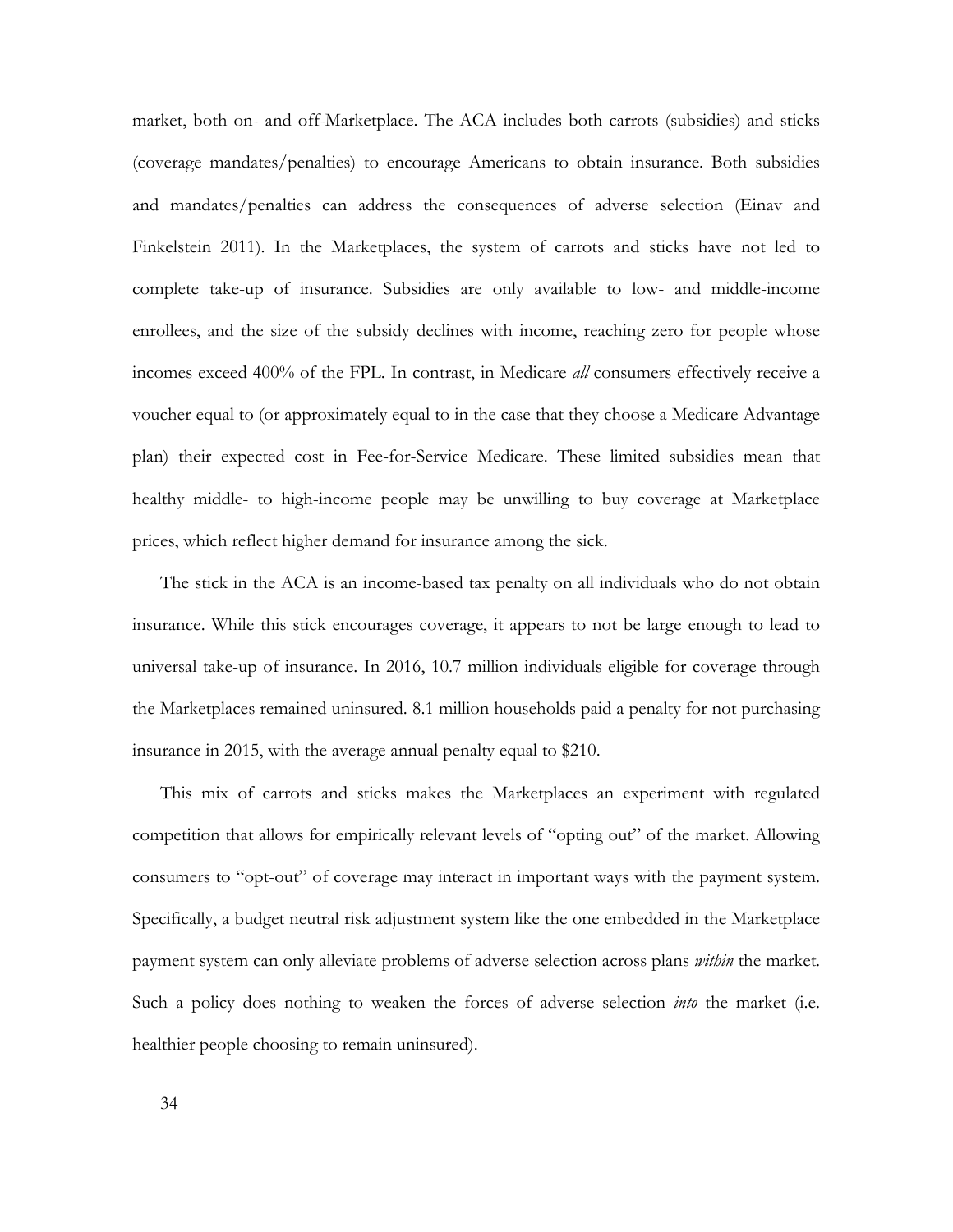market, both on- and off-Marketplace. The ACA includes both carrots (subsidies) and sticks (coverage mandates/penalties) to encourage Americans to obtain insurance. Both subsidies and mandates/penalties can address the consequences of adverse selection (Einav and Finkelstein 2011). In the Marketplaces, the system of carrots and sticks have not led to complete take-up of insurance. Subsidies are only available to low- and middle-income enrollees, and the size of the subsidy declines with income, reaching zero for people whose incomes exceed 400% of the FPL. In contrast, in Medicare *all* consumers effectively receive a voucher equal to (or approximately equal to in the case that they choose a Medicare Advantage plan) their expected cost in Fee-for-Service Medicare. These limited subsidies mean that healthy middle- to high-income people may be unwilling to buy coverage at Marketplace prices, which reflect higher demand for insurance among the sick.

The stick in the ACA is an income-based tax penalty on all individuals who do not obtain insurance. While this stick encourages coverage, it appears to not be large enough to lead to universal take-up of insurance. In 2016, 10.7 million individuals eligible for coverage through the Marketplaces remained uninsured. 8.1 million households paid a penalty for not purchasing insurance in 2015, with the average annual penalty equal to $210.

This mix of carrots and sticks makes the Marketplaces an experiment with regulated competition that allows for empirically relevant levels of "opting out" of the market. Allowing consumers to "opt-out" of coverage may interact in important ways with the payment system. Specifically, a budget neutral risk adjustment system like the one embedded in the Marketplace payment system can only alleviate problems of adverse selection across plans *within* the market. Such a policy does nothing to weaken the forces of adverse selection *into* the market (i.e. healthier people choosing to remain uninsured).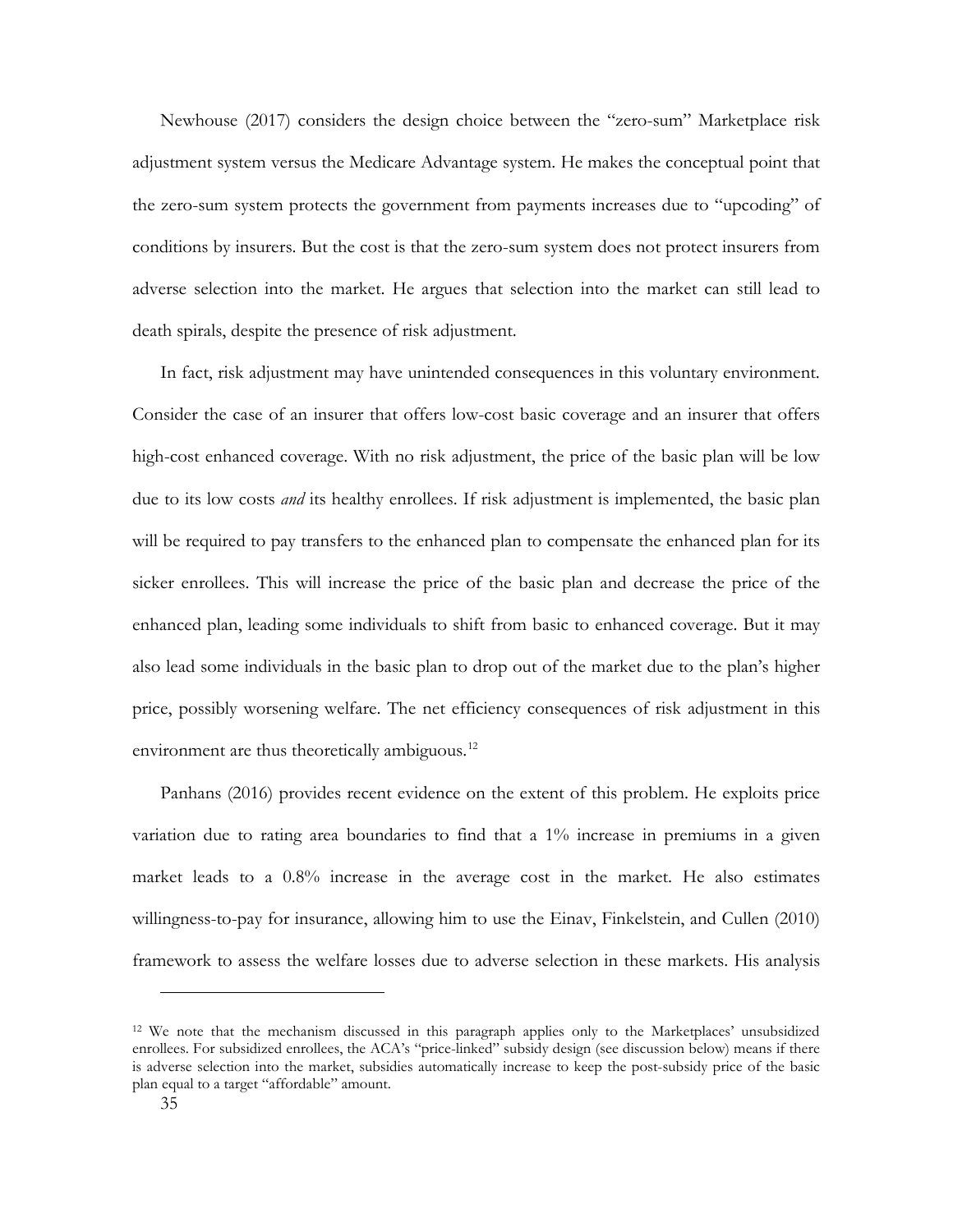Newhouse (2017) considers the design choice between the "zero-sum" Marketplace risk adjustment system versus the Medicare Advantage system. He makes the conceptual point that the zero-sum system protects the government from payments increases due to "upcoding" of conditions by insurers. But the cost is that the zero-sum system does not protect insurers from adverse selection into the market. He argues that selection into the market can still lead to death spirals, despite the presence of risk adjustment.

In fact, risk adjustment may have unintended consequences in this voluntary environment. Consider the case of an insurer that offers low-cost basic coverage and an insurer that offers high-cost enhanced coverage. With no risk adjustment, the price of the basic plan will be low due to its low costs *and* its healthy enrollees. If risk adjustment is implemented, the basic plan will be required to pay transfers to the enhanced plan to compensate the enhanced plan for its sicker enrollees. This will increase the price of the basic plan and decrease the price of the enhanced plan, leading some individuals to shift from basic to enhanced coverage. But it may also lead some individuals in the basic plan to drop out of the market due to the plan's higher price, possibly worsening welfare. The net efficiency consequences of risk adjustment in this environment are thus theoretically ambiguous.[12]

Panhans (2016) provides recent evidence on the extent of this problem. He exploits price variation due to rating area boundaries to find that a 1% increase in premiums in a given market leads to a 0.8% increase in the average cost in the market. He also estimates willingness-to-pay for insurance, allowing him to use the Einav, Finkelstein, and Cullen (2010) framework to assess the welfare losses due to adverse selection in these markets. His analysis

[12] We note that the mechanism discussed in this paragraph applies only to the Marketplaces' unsubsidized enrollees. For subsidized enrollees, the ACA's "price-linked" subsidy design (see discussion below) means if there is adverse selection into the market, subsidies automatically increase to keep the post-subsidy price of the basic plan equal to a target "affordable" amount.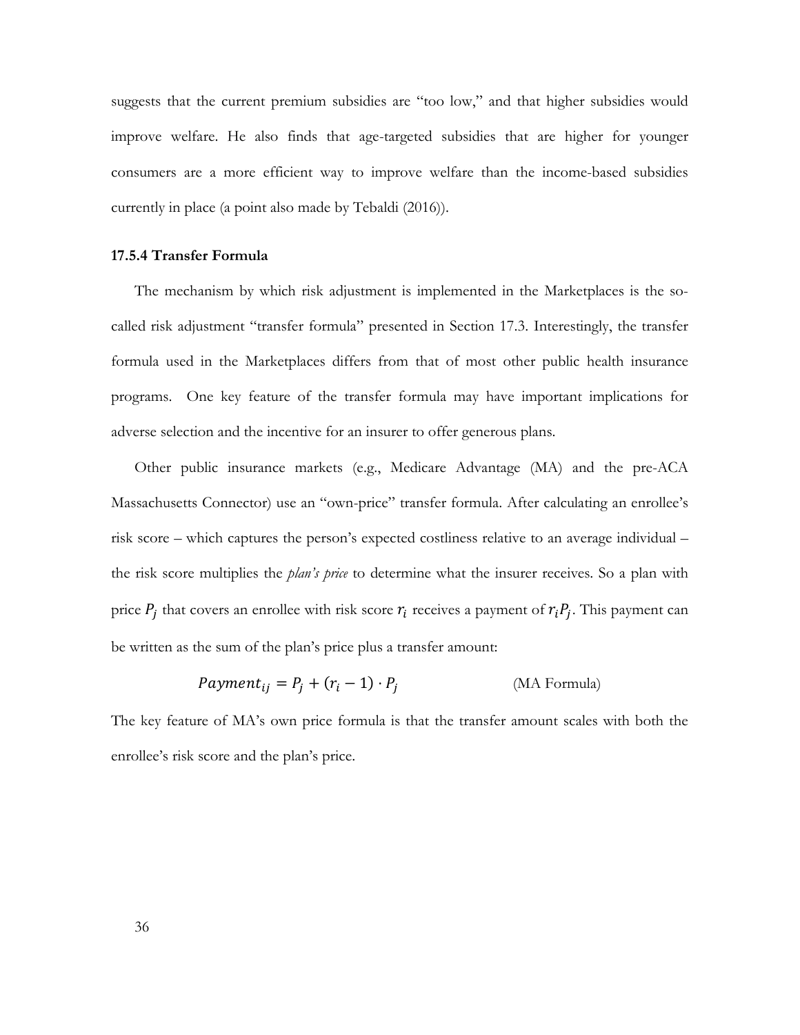suggests that the current premium subsidies are "too low," and that higher subsidies would improve welfare. He also finds that age-targeted subsidies that are higher for younger consumers are a more efficient way to improve welfare than the income-based subsidies currently in place (a point also made by Tebaldi (2016)).

### 17.5.4 Transfer Formula

The mechanism by which risk adjustment is implemented in the Marketplaces is the so-called risk adjustment "transfer formula" presented in Section 17.3. Interestingly, the transfer formula used in the Marketplaces differs from that of most other public health insurance programs. One key feature of the transfer formula may have important implications for adverse selection and the incentive for an insurer to offer generous plans.

Other public insurance markets (e.g., Medicare Advantage (MA) and the pre-ACA Massachusetts Connector) use an "own-price" transfer formula. After calculating an enrollee's risk score – which captures the person's expected costliness relative to an average individual – the risk score multiplies the *plan's price* to determine what the insurer receives. So a plan with price $P_j$ that covers an enrollee with risk score $r_i$ receives a payment of $r_i P_j$. This payment can be written as the sum of the plan's price plus a transfer amount:

$$Payment_{ij} = P_j + (r_i - 1) \cdot P_j \qquad \text{(MA Formula)}$$

The key feature of MA's own price formula is that the transfer amount scales with both the enrollee's risk score and the plan's price.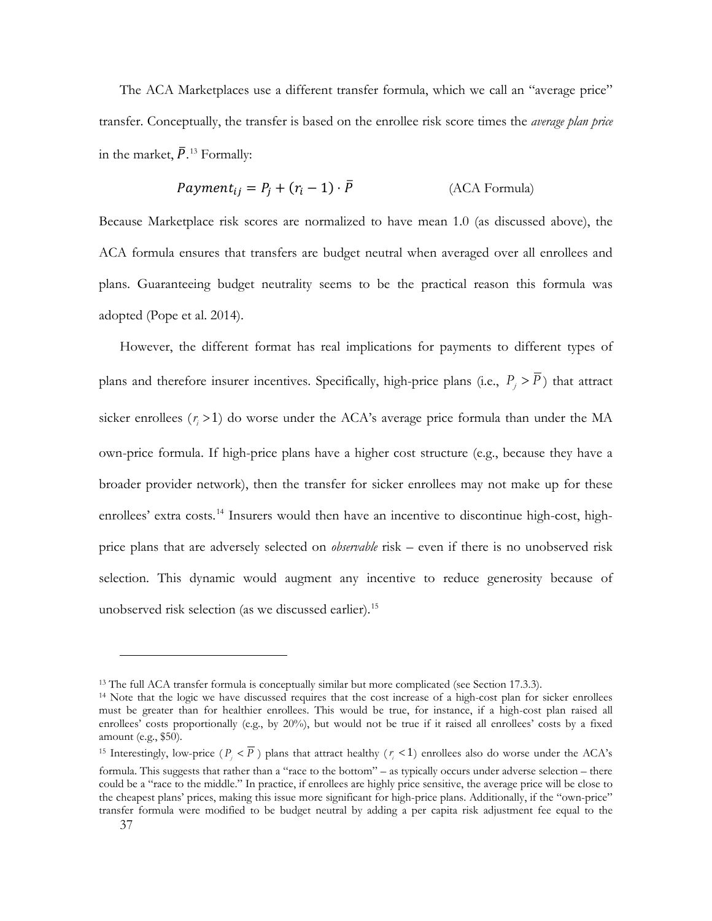The ACA Marketplaces use a different transfer formula, which we call an "average price" transfer. Conceptually, the transfer is based on the enrollee risk score times the *average plan price* in the market, $\bar{P}$.[13] Formally:

$$Payment_{ij} = P_j + (r_i - 1) \cdot \bar{P} \qquad \text{(ACA Formula)}$$

Because Marketplace risk scores are normalized to have mean 1.0 (as discussed above), the ACA formula ensures that transfers are budget neutral when averaged over all enrollees and plans. Guaranteeing budget neutrality seems to be the practical reason this formula was adopted (Pope et al. 2014).

However, the different format has real implications for payments to different types of plans and therefore insurer incentives. Specifically, high-price plans (i.e., $P_j > \bar{P}$) that attract sicker enrollees ($r_i > 1$) do worse under the ACA's average price formula than under the MA own-price formula. If high-price plans have a higher cost structure (e.g., because they have a broader provider network), then the transfer for sicker enrollees may not make up for these enrollees' extra costs.[14] Insurers would then have an incentive to discontinue high-cost, high-price plans that are adversely selected on *observable* risk – even if there is no unobserved risk selection. This dynamic would augment any incentive to reduce generosity because of unobserved risk selection (as we discussed earlier).[15]

---

[13] The full ACA transfer formula is conceptually similar but more complicated (see Section 17.3.3).

[14] Note that the logic we have discussed requires that the cost increase of a high-cost plan for sicker enrollees must be greater than for healthier enrollees. This would be true, for instance, if a high-cost plan raised all enrollees' costs proportionally (e.g., by 20%), but would not be true if it raised all enrollees' costs by a fixed amount (e.g., $50).

[15] Interestingly, low-price ($P_j < \bar{P}$) plans that attract healthy ($r_i < 1$) enrollees also do worse under the ACA's formula. This suggests that rather than a "race to the bottom" – as typically occurs under adverse selection – there could be a "race to the middle." In practice, if enrollees are highly price sensitive, the average price will be close to the cheapest plans' prices, making this issue more significant for high-price plans. Additionally, if the "own-price" transfer formula were modified to be budget neutral by adding a per capita risk adjustment fee equal to the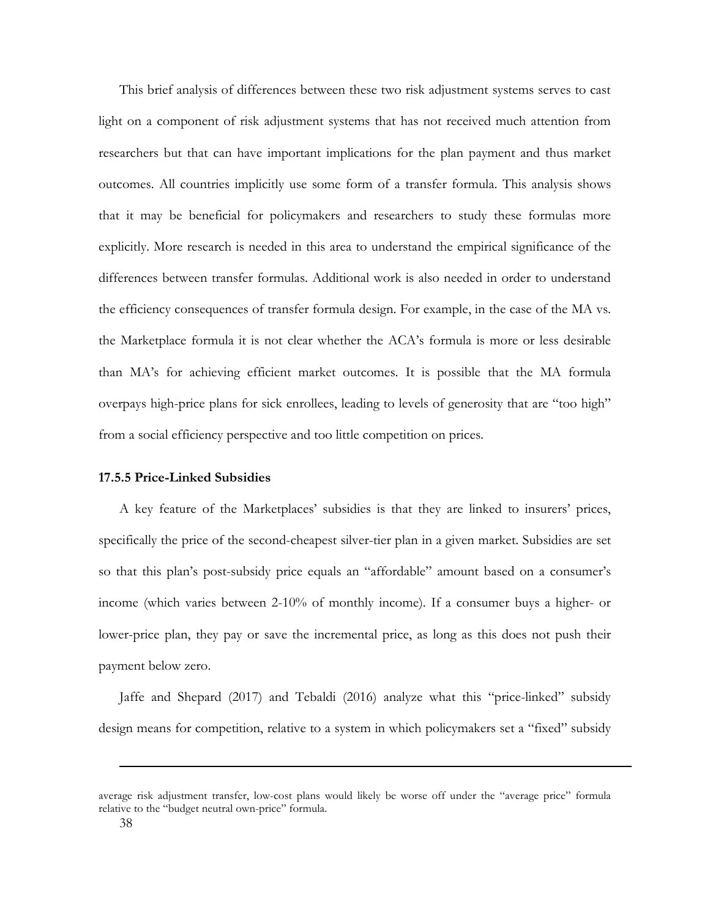This brief analysis of differences between these two risk adjustment systems serves to cast light on a component of risk adjustment systems that has not received much attention from researchers but that can have important implications for the plan payment and thus market outcomes. All countries implicitly use some form of a transfer formula. This analysis shows that it may be beneficial for policymakers and researchers to study these formulas more explicitly. More research is needed in this area to understand the empirical significance of the differences between transfer formulas. Additional work is also needed in order to understand the efficiency consequences of transfer formula design. For example, in the case of the MA vs. the Marketplace formula it is not clear whether the ACA's formula is more or less desirable than MA's for achieving efficient market outcomes. It is possible that the MA formula overpays high-price plans for sick enrollees, leading to levels of generosity that are "too high" from a social efficiency perspective and too little competition on prices.

### 17.5.5 Price-Linked Subsidies

A key feature of the Marketplaces' subsidies is that they are linked to insurers' prices, specifically the price of the second-cheapest silver-tier plan in a given market. Subsidies are set so that this plan's post-subsidy price equals an "affordable" amount based on a consumer's income (which varies between 2-10% of monthly income). If a consumer buys a higher- or lower-price plan, they pay or save the incremental price, as long as this does not push their payment below zero.

Jaffe and Shepard (2017) and Tebaldi (2016) analyze what this "price-linked" subsidy design means for competition, relative to a system in which policymakers set a "fixed" subsidy

---

average risk adjustment transfer, low-cost plans would likely be worse off under the "average price" formula relative to the "budget neutral own-price" formula.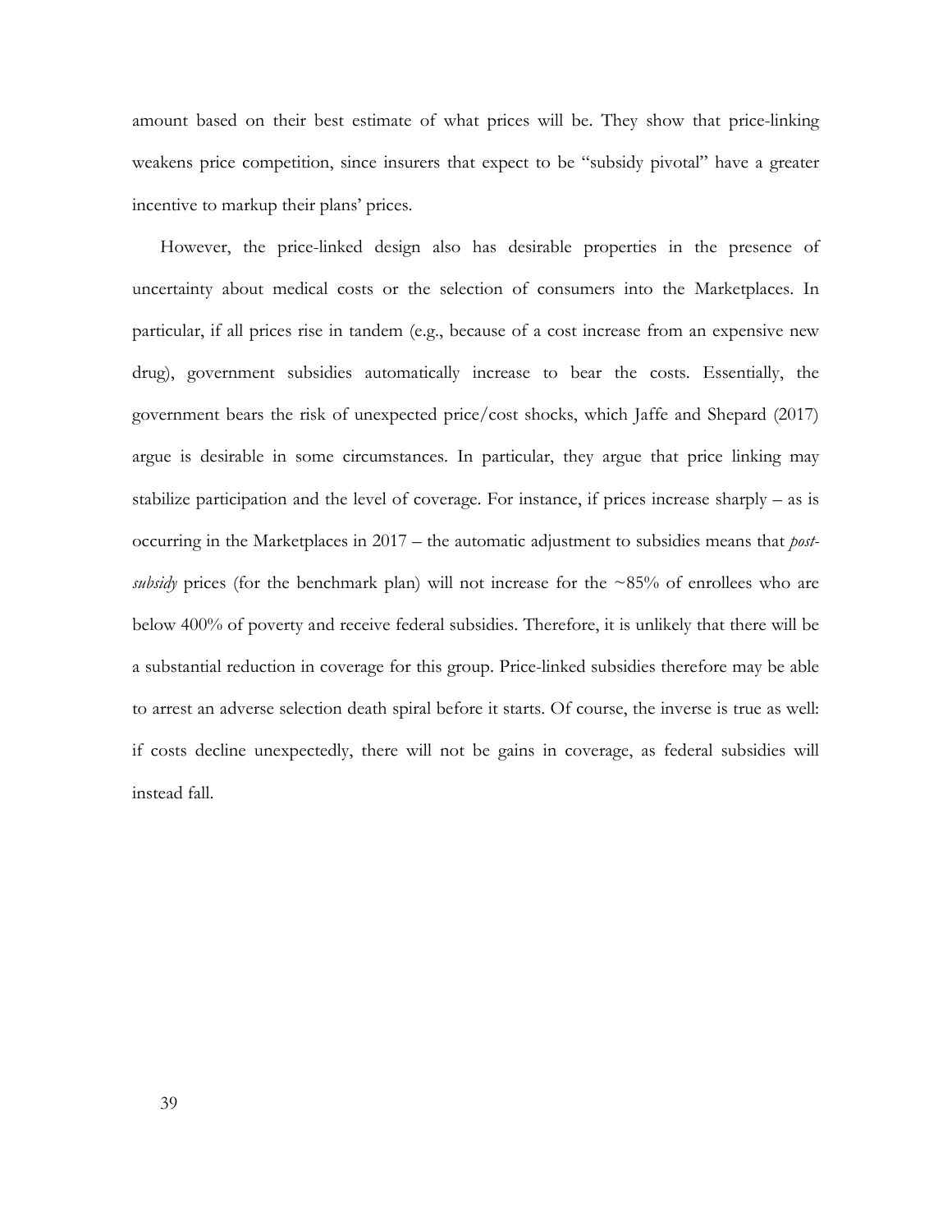amount based on their best estimate of what prices will be. They show that price-linking weakens price competition, since insurers that expect to be "subsidy pivotal" have a greater incentive to markup their plans' prices.

However, the price-linked design also has desirable properties in the presence of uncertainty about medical costs or the selection of consumers into the Marketplaces. In particular, if all prices rise in tandem (e.g., because of a cost increase from an expensive new drug), government subsidies automatically increase to bear the costs. Essentially, the government bears the risk of unexpected price/cost shocks, which Jaffe and Shepard (2017) argue is desirable in some circumstances. In particular, they argue that price linking may stabilize participation and the level of coverage. For instance, if prices increase sharply – as is occurring in the Marketplaces in 2017 – the automatic adjustment to subsidies means that *post-subsidy* prices (for the benchmark plan) will not increase for the ~85% of enrollees who are below 400% of poverty and receive federal subsidies. Therefore, it is unlikely that there will be a substantial reduction in coverage for this group. Price-linked subsidies therefore may be able to arrest an adverse selection death spiral before it starts. Of course, the inverse is true as well: if costs decline unexpectedly, there will not be gains in coverage, as federal subsidies will instead fall.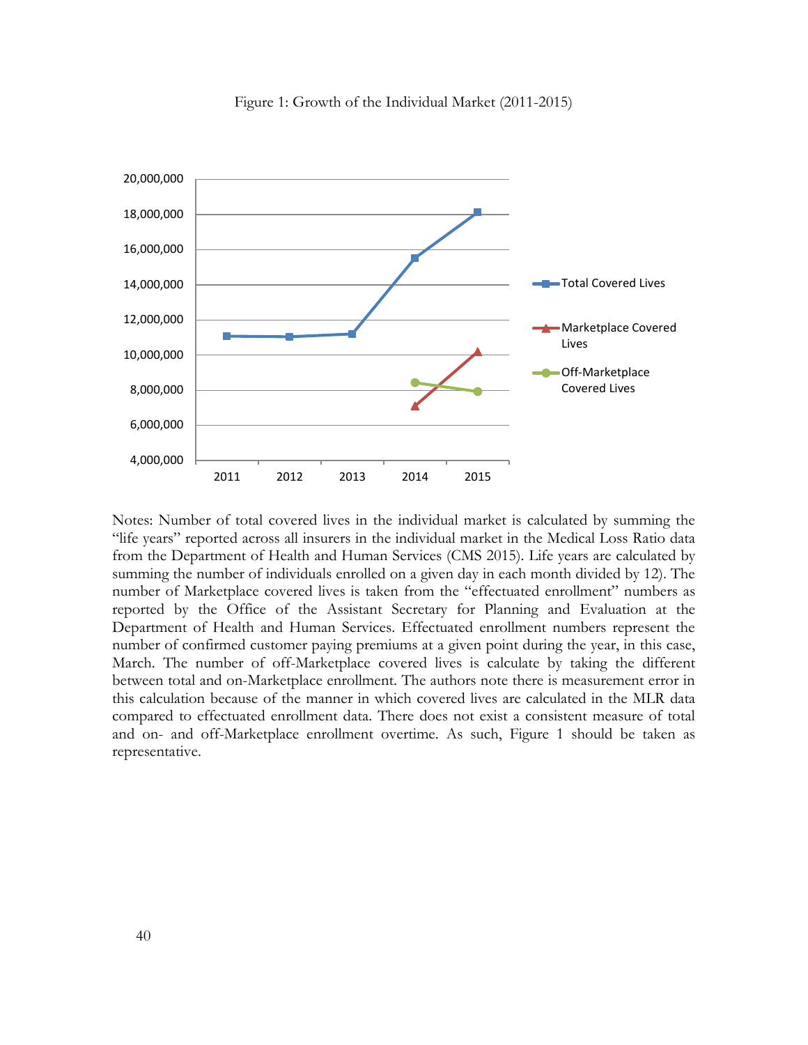Figure 1: Growth of the Individual Market (2011-2015)

Notes: Number of total covered lives in the individual market is calculated by summing the "life years" reported across all insurers in the individual market in the Medical Loss Ratio data from the Department of Health and Human Services (CMS 2015). Life years are calculated by summing the number of individuals enrolled on a given day in each month divided by 12). The number of Marketplace covered lives is taken from the "effectuated enrollment" numbers as reported by the Office of the Assistant Secretary for Planning and Evaluation at the Department of Health and Human Services. Effectuated enrollment numbers represent the number of confirmed customer paying premiums at a given point during the year, in this case, March. The number of off-Marketplace covered lives is calculate by taking the different between total and on-Marketplace enrollment. The authors note there is measurement error in this calculation because of the manner in which covered lives are calculated in the MLR data compared to effectuated enrollment data. There does not exist a consistent measure of total and on- and off-Marketplace enrollment overtime. As such, Figure 1 should be taken as representative.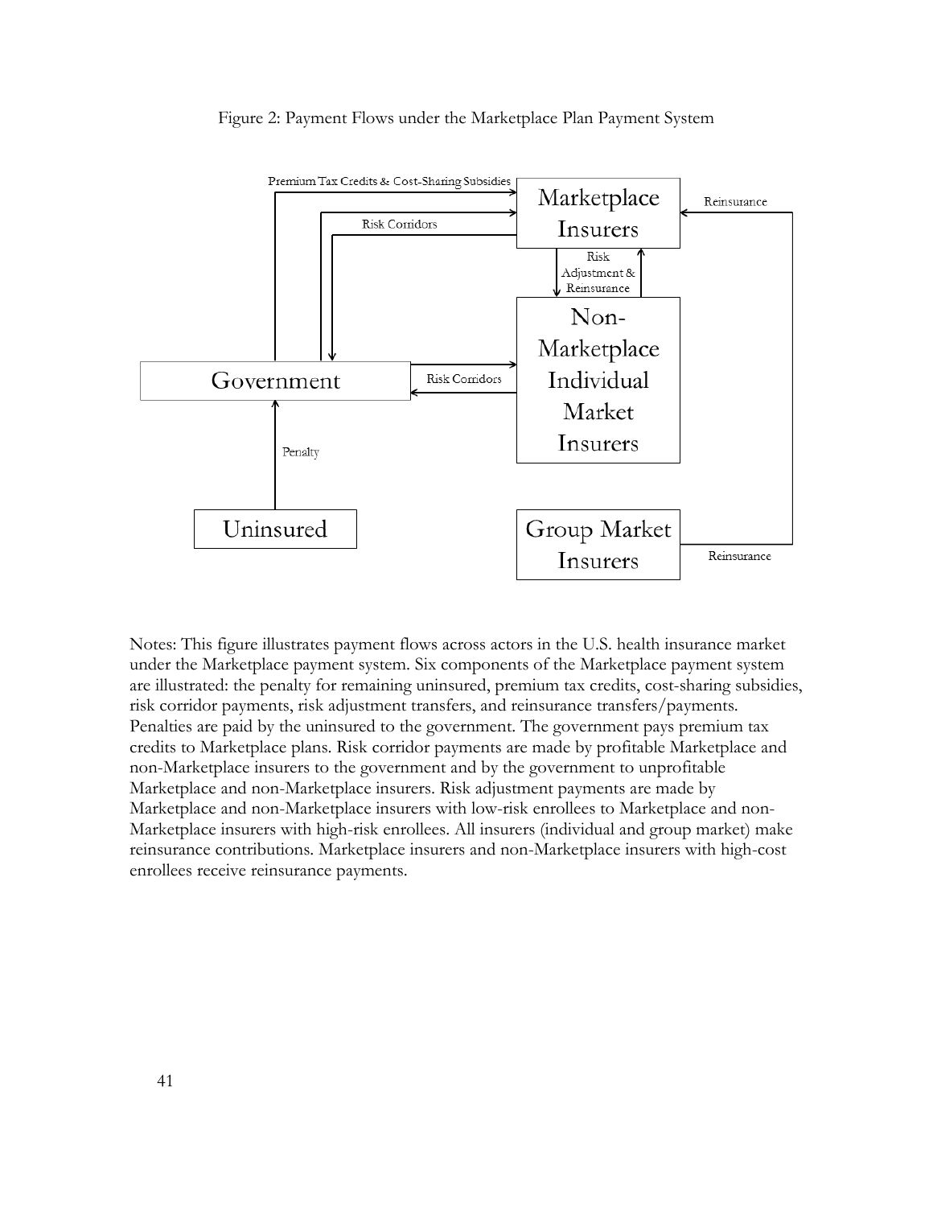Figure 2: Payment Flows under the Marketplace Plan Payment System

Notes: This figure illustrates payment flows across actors in the U.S. health insurance market under the Marketplace payment system. Six components of the Marketplace payment system are illustrated: the penalty for remaining uninsured, premium tax credits, cost-sharing subsidies, risk corridor payments, risk adjustment transfers, and reinsurance transfers/payments. Penalties are paid by the uninsured to the government. The government pays premium tax credits to Marketplace plans. Risk corridor payments are made by profitable Marketplace and non-Marketplace insurers to the government and by the government to unprofitable Marketplace and non-Marketplace insurers. Risk adjustment payments are made by Marketplace and non-Marketplace insurers with low-risk enrollees to Marketplace and non-Marketplace insurers with high-risk enrollees. All insurers (individual and group market) make reinsurance contributions. Marketplace insurers and non-Marketplace insurers with high-cost enrollees receive reinsurance payments.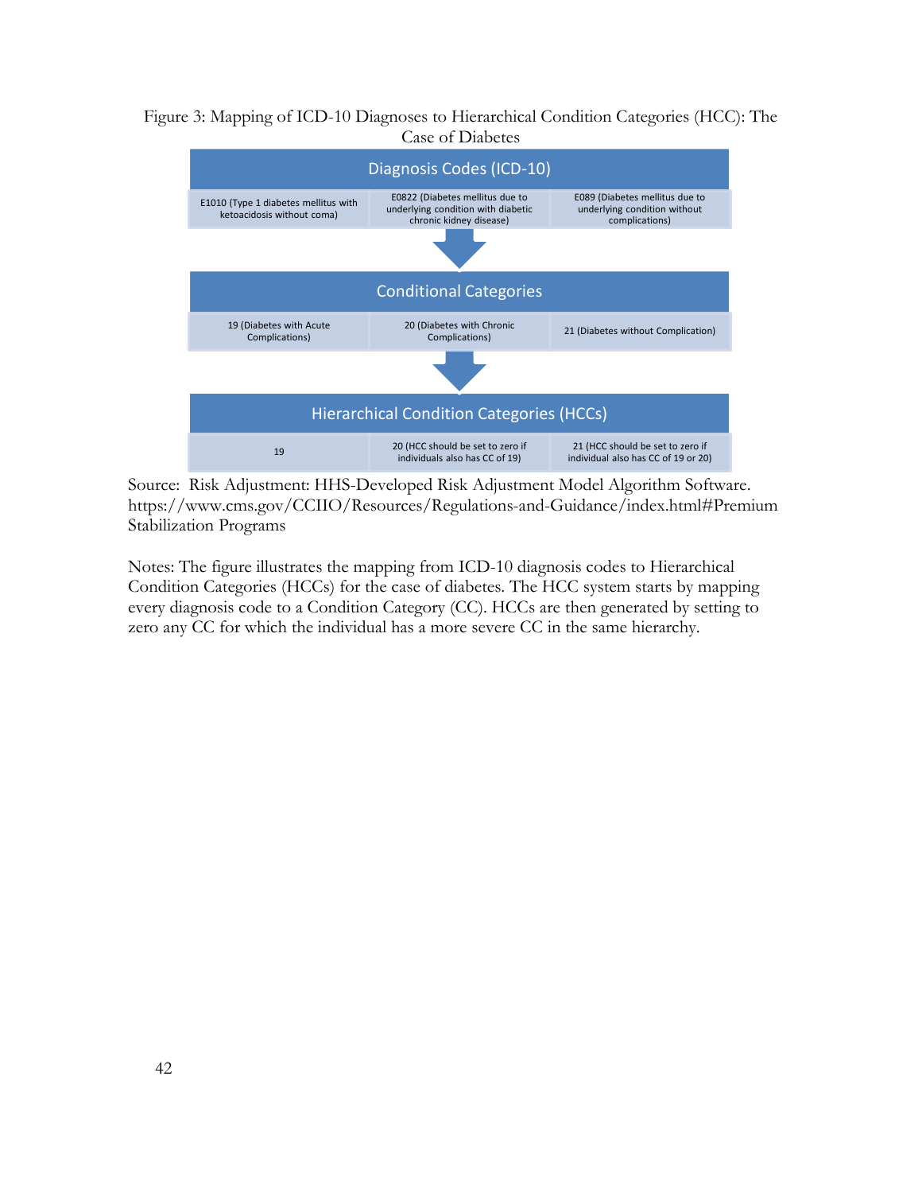Figure 3: Mapping of ICD-10 Diagnoses to Hierarchical Condition Categories (HCC): The Case of Diabetes

| Diagnosis Codes (ICD-10) | | |
|---|---|---|
| E1010 (Type 1 diabetes mellitus with ketoacidosis without coma) | E0822 (Diabetes mellitus due to underlying condition with diabetic chronic kidney disease) | E089 (Diabetes mellitus due to underlying condition without complications) |

↓

| Conditional Categories | | |
|---|---|---|
| 19 (Diabetes with Acute Complications) | 20 (Diabetes with Chronic Complications) | 21 (Diabetes without Complication) |

↓

| Hierarchical Condition Categories (HCCs) | | |
|---|---|---|
| 19 | 20 (HCC should be set to zero if individuals also has CC of 19) | 21 (HCC should be set to zero if individual also has CC of 19 or 20) |

Source: Risk Adjustment: HHS-Developed Risk Adjustment Model Algorithm Software. https://www.cms.gov/CCIIO/Resources/Regulations-and-Guidance/index.html#Premium Stabilization Programs

Notes: The figure illustrates the mapping from ICD-10 diagnosis codes to Hierarchical Condition Categories (HCCs) for the case of diabetes. The HCC system starts by mapping every diagnosis code to a Condition Category (CC). HCCs are then generated by setting to zero any CC for which the individual has a more severe CC in the same hierarchy.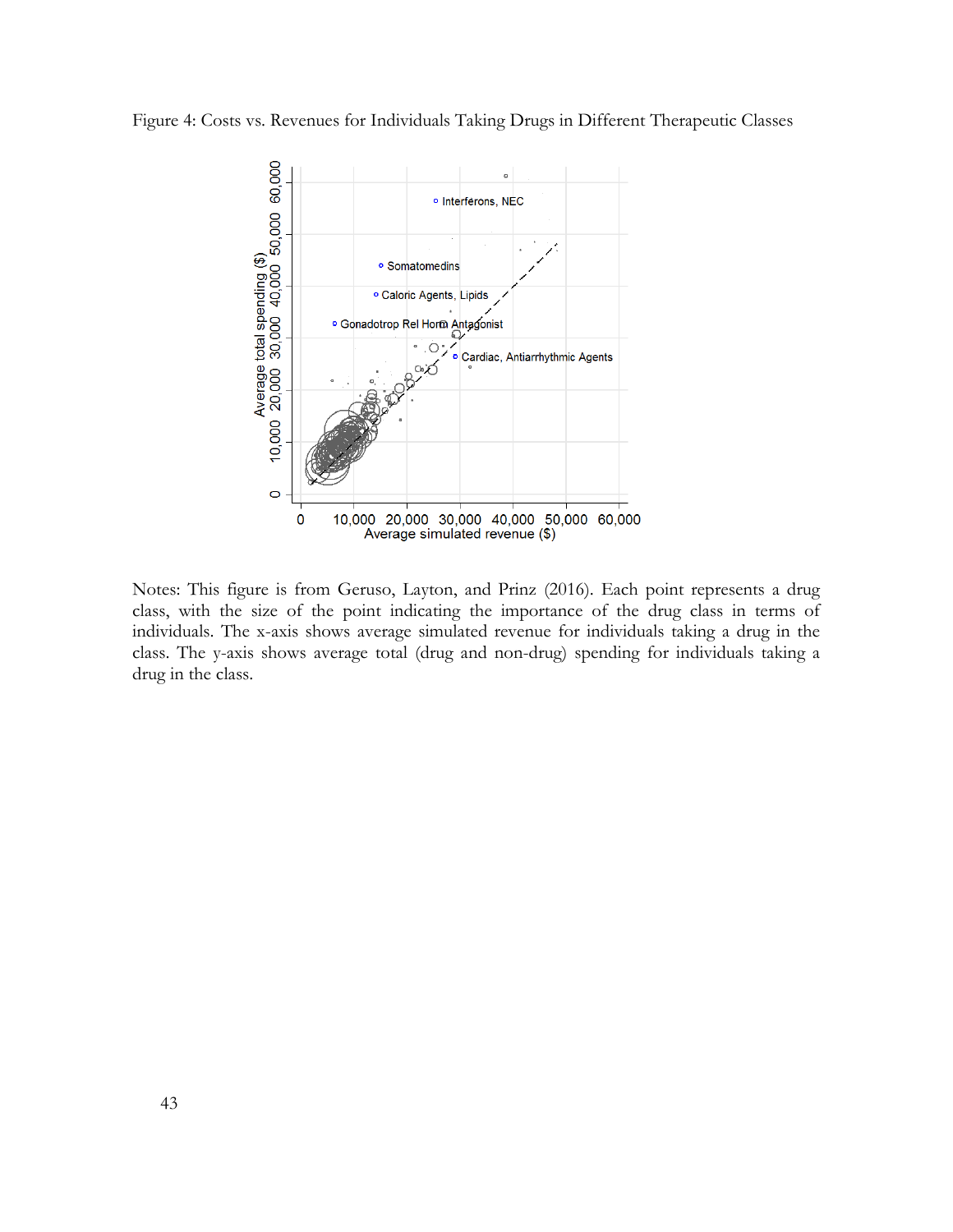Figure 4: Costs vs. Revenues for Individuals Taking Drugs in Different Therapeutic Classes

Notes: This figure is from Geruso, Layton, and Prinz (2016). Each point represents a drug class, with the size of the point indicating the importance of the drug class in terms of individuals. The x-axis shows average simulated revenue for individuals taking a drug in the class. The y-axis shows average total (drug and non-drug) spending for individuals taking a drug in the class.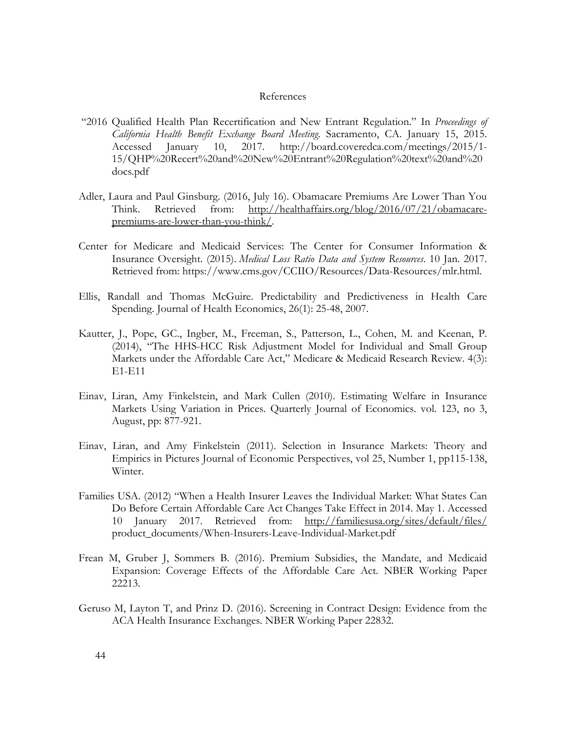# References

"2016 Qualified Health Plan Recertification and New Entrant Regulation." In *Proceedings of California Health Benefit Exchange Board Meeting*. Sacramento, CA. January 15, 2015. Accessed January 10, 2017. http://board.coveredca.com/meetings/2015/1-15/QHP%20Recert%20and%20New%20Entrant%20Regulation%20text%20and%20docs.pdf

Adler, Laura and Paul Ginsburg. (2016, July 16). Obamacare Premiums Are Lower Than You Think. Retrieved from: http://healthaffairs.org/blog/2016/07/21/obamacare-premiums-are-lower-than-you-think/.

Center for Medicare and Medicaid Services: The Center for Consumer Information & Insurance Oversight. (2015). *Medical Loss Ratio Data and System Resources*. 10 Jan. 2017. Retrieved from: https://www.cms.gov/CCIIO/Resources/Data-Resources/mlr.html.

Ellis, Randall and Thomas McGuire. Predictability and Predictiveness in Health Care Spending. Journal of Health Economics, 26(1): 25-48, 2007.

Kautter, J., Pope, GC., Ingber, M., Freeman, S., Patterson, L., Cohen, M. and Keenan, P. (2014), "The HHS-HCC Risk Adjustment Model for Individual and Small Group Markets under the Affordable Care Act," Medicare & Medicaid Research Review. 4(3): E1-E11

Einav, Liran, Amy Finkelstein, and Mark Cullen (2010). Estimating Welfare in Insurance Markets Using Variation in Prices. Quarterly Journal of Economics. vol. 123, no 3, August, pp: 877-921.

Einav, Liran, and Amy Finkelstein (2011). Selection in Insurance Markets: Theory and Empirics in Pictures Journal of Economic Perspectives, vol 25, Number 1, pp115-138, Winter.

Families USA. (2012) "When a Health Insurer Leaves the Individual Market: What States Can Do Before Certain Affordable Care Act Changes Take Effect in 2014. May 1. Accessed 10 January 2017. Retrieved from: http://familiesusa.org/sites/default/files/product_documents/When-Insurers-Leave-Individual-Market.pdf

Frean M, Gruber J, Sommers B. (2016). Premium Subsidies, the Mandate, and Medicaid Expansion: Coverage Effects of the Affordable Care Act. NBER Working Paper 22213.

Geruso M, Layton T, and Prinz D. (2016). Screening in Contract Design: Evidence from the ACA Health Insurance Exchanges. NBER Working Paper 22832.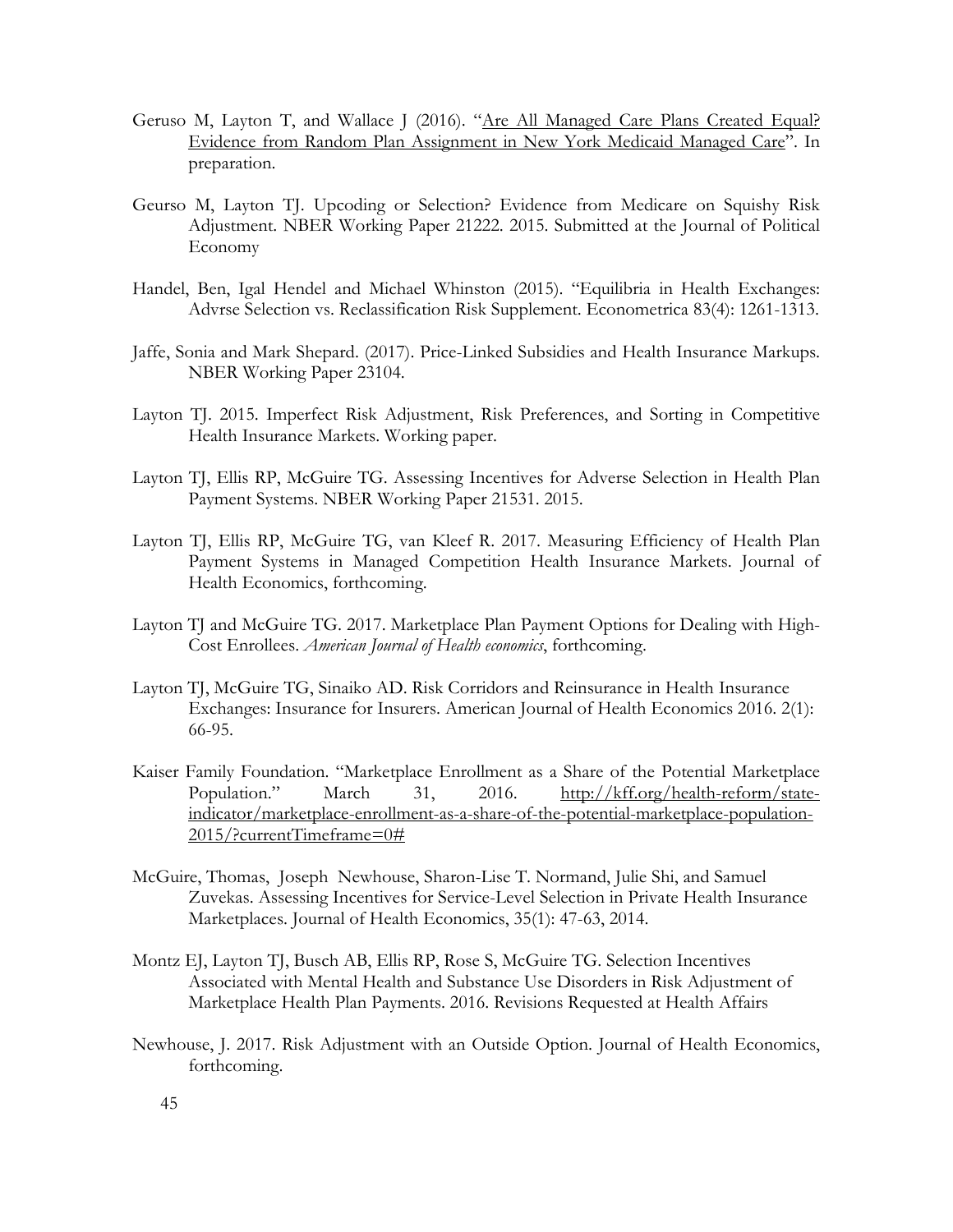Geruso M, Layton T, and Wallace J (2016). "Are All Managed Care Plans Created Equal? Evidence from Random Plan Assignment in New York Medicaid Managed Care". In preparation.

Geurso M, Layton TJ. Upcoding or Selection? Evidence from Medicare on Squishy Risk Adjustment. NBER Working Paper 21222. 2015. Submitted at the Journal of Political Economy

Handel, Ben, Igal Hendel and Michael Whinston (2015). "Equilibria in Health Exchanges: Advrse Selection vs. Reclassification Risk Supplement. Econometrica 83(4): 1261-1313.

Jaffe, Sonia and Mark Shepard. (2017). Price-Linked Subsidies and Health Insurance Markups. NBER Working Paper 23104.

Layton TJ. 2015. Imperfect Risk Adjustment, Risk Preferences, and Sorting in Competitive Health Insurance Markets. Working paper.

Layton TJ, Ellis RP, McGuire TG. Assessing Incentives for Adverse Selection in Health Plan Payment Systems. NBER Working Paper 21531. 2015.

Layton TJ, Ellis RP, McGuire TG, van Kleef R. 2017. Measuring Efficiency of Health Plan Payment Systems in Managed Competition Health Insurance Markets. Journal of Health Economics, forthcoming.

Layton TJ and McGuire TG. 2017. Marketplace Plan Payment Options for Dealing with High-Cost Enrollees. *American Journal of Health economics*, forthcoming.

Layton TJ, McGuire TG, Sinaiko AD. Risk Corridors and Reinsurance in Health Insurance Exchanges: Insurance for Insurers. American Journal of Health Economics 2016. 2(1): 66-95.

Kaiser Family Foundation. "Marketplace Enrollment as a Share of the Potential Marketplace Population." March 31, 2016. http://kff.org/health-reform/state-indicator/marketplace-enrollment-as-a-share-of-the-potential-marketplace-population-2015/?currentTimeframe=0#

McGuire, Thomas, Joseph Newhouse, Sharon-Lise T. Normand, Julie Shi, and Samuel Zuvekas. Assessing Incentives for Service-Level Selection in Private Health Insurance Marketplaces. Journal of Health Economics, 35(1): 47-63, 2014.

Montz EJ, Layton TJ, Busch AB, Ellis RP, Rose S, McGuire TG. Selection Incentives Associated with Mental Health and Substance Use Disorders in Risk Adjustment of Marketplace Health Plan Payments. 2016. Revisions Requested at Health Affairs

Newhouse, J. 2017. Risk Adjustment with an Outside Option. Journal of Health Economics, forthcoming.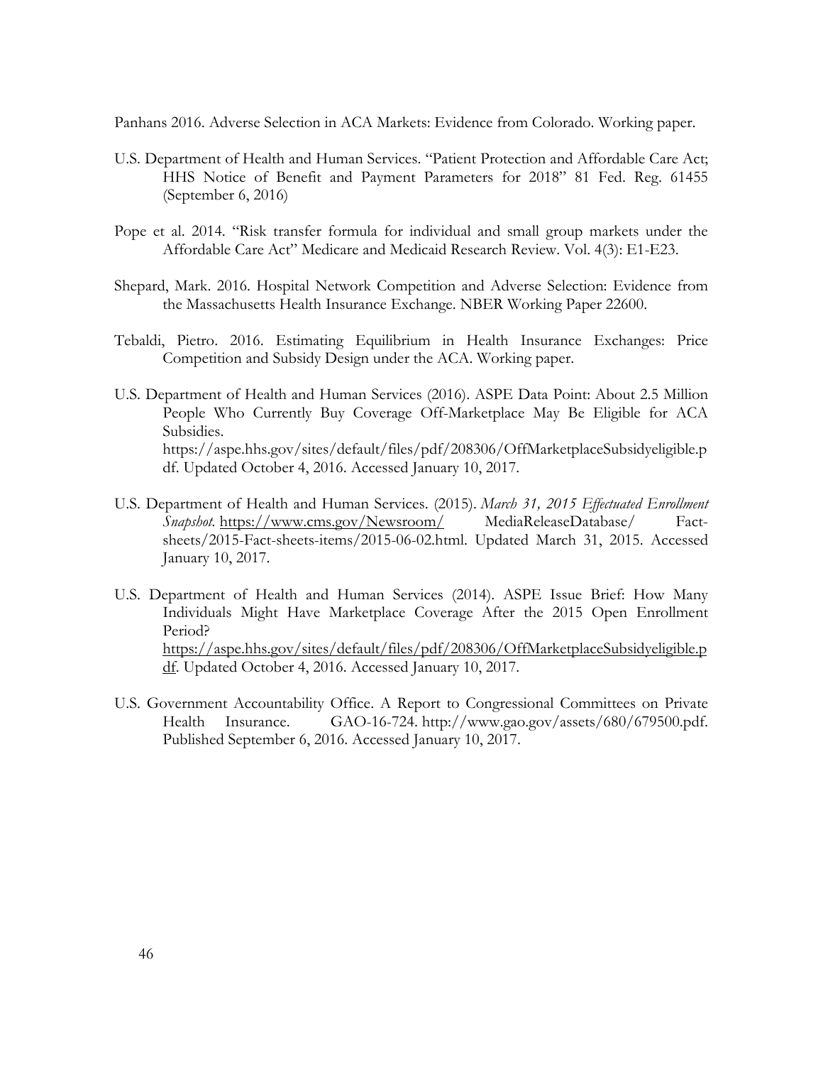Panhans 2016. Adverse Selection in ACA Markets: Evidence from Colorado. Working paper.

U.S. Department of Health and Human Services. "Patient Protection and Affordable Care Act; HHS Notice of Benefit and Payment Parameters for 2018" 81 Fed. Reg. 61455 (September 6, 2016)

Pope et al. 2014. "Risk transfer formula for individual and small group markets under the Affordable Care Act" Medicare and Medicaid Research Review. Vol. 4(3): E1-E23.

Shepard, Mark. 2016. Hospital Network Competition and Adverse Selection: Evidence from the Massachusetts Health Insurance Exchange. NBER Working Paper 22600.

Tebaldi, Pietro. 2016. Estimating Equilibrium in Health Insurance Exchanges: Price Competition and Subsidy Design under the ACA. Working paper.

U.S. Department of Health and Human Services (2016). ASPE Data Point: About 2.5 Million People Who Currently Buy Coverage Off-Marketplace May Be Eligible for ACA Subsidies. https://aspe.hhs.gov/sites/default/files/pdf/208306/OffMarketplaceSubsidyeligible.pdf. Updated October 4, 2016. Accessed January 10, 2017.

U.S. Department of Health and Human Services. (2015). *March 31, 2015 Effectuated Enrollment Snapshot*. https://www.cms.gov/Newsroom/ MediaReleaseDatabase/ Fact-sheets/2015-Fact-sheets-items/2015-06-02.html. Updated March 31, 2015. Accessed January 10, 2017.

U.S. Department of Health and Human Services (2014). ASPE Issue Brief: How Many Individuals Might Have Marketplace Coverage After the 2015 Open Enrollment Period? https://aspe.hhs.gov/sites/default/files/pdf/208306/OffMarketplaceSubsidyeligible.pdf. Updated October 4, 2016. Accessed January 10, 2017.

U.S. Government Accountability Office. A Report to Congressional Committees on Private Health Insurance. GAO-16-724. http://www.gao.gov/assets/680/679500.pdf. Published September 6, 2016. Accessed January 10, 2017.